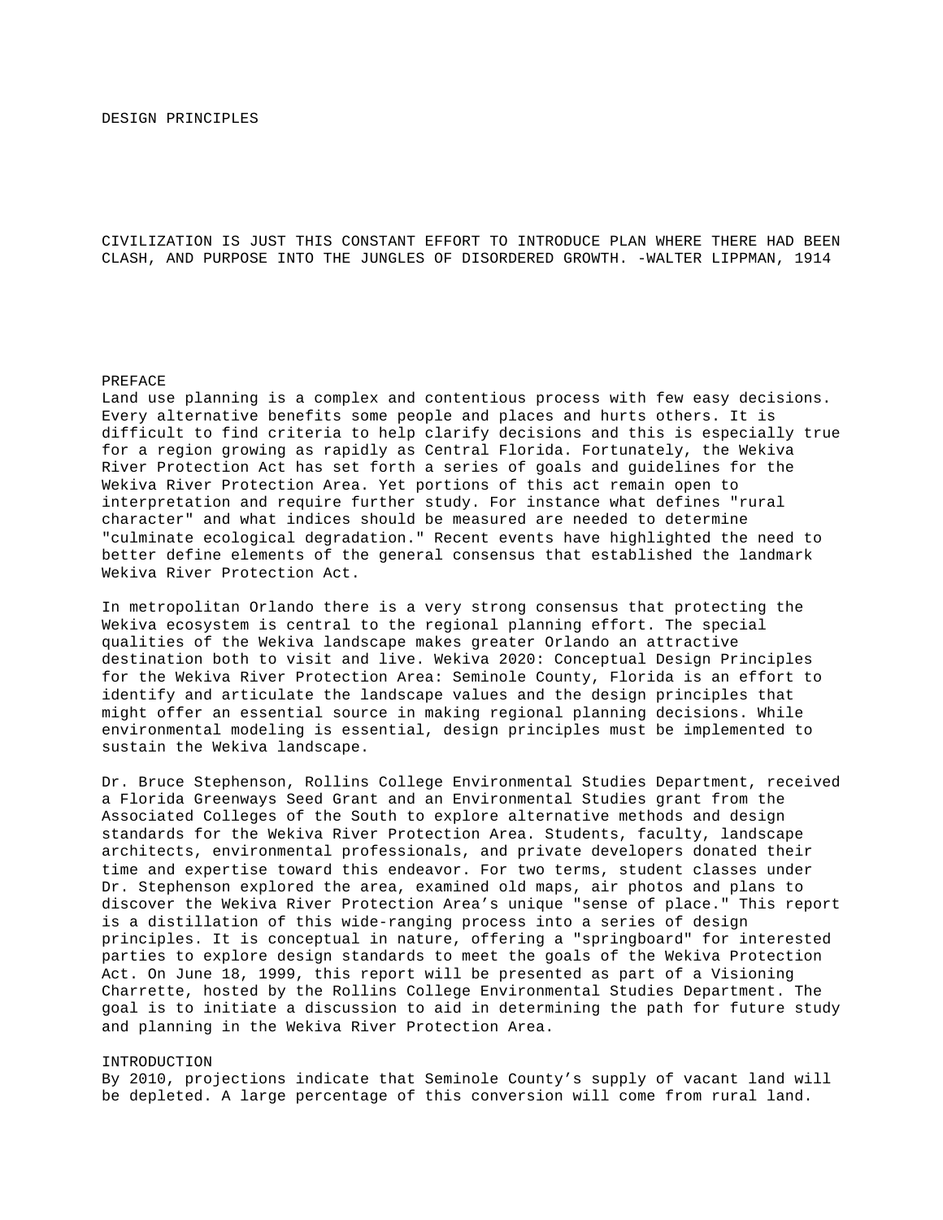# DESIGN PRINCIPLES

CIVILIZATION IS JUST THIS CONSTANT EFFORT TO INTRODUCE PLAN WHERE THERE HAD BEEN CLASH, AND PURPOSE INTO THE JUNGLES OF DISORDERED GROWTH. -WALTER LIPPMAN, 1914

## PREFACE

Land use planning is a complex and contentious process with few easy decisions. Every alternative benefits some people and places and hurts others. It is difficult to find criteria to help clarify decisions and this is especially true for a region growing as rapidly as Central Florida. Fortunately, the Wekiva River Protection Act has set forth a series of goals and guidelines for the Wekiva River Protection Area. Yet portions of this act remain open to interpretation and require further study. For instance what defines "rural character" and what indices should be measured are needed to determine "culminate ecological degradation." Recent events have highlighted the need to better define elements of the general consensus that established the landmark Wekiva River Protection Act.

In metropolitan Orlando there is a very strong consensus that protecting the Wekiva ecosystem is central to the regional planning effort. The special qualities of the Wekiva landscape makes greater Orlando an attractive destination both to visit and live. Wekiva 2020: Conceptual Design Principles for the Wekiva River Protection Area: Seminole County, Florida is an effort to identify and articulate the landscape values and the design principles that might offer an essential source in making regional planning decisions. While environmental modeling is essential, design principles must be implemented to sustain the Wekiva landscape.

Dr. Bruce Stephenson, Rollins College Environmental Studies Department, received a Florida Greenways Seed Grant and an Environmental Studies grant from the Associated Colleges of the South to explore alternative methods and design standards for the Wekiva River Protection Area. Students, faculty, landscape architects, environmental professionals, and private developers donated their time and expertise toward this endeavor. For two terms, student classes under Dr. Stephenson explored the area, examined old maps, air photos and plans to discover the Wekiva River Protection Area's unique "sense of place." This report is a distillation of this wide-ranging process into a series of design principles. It is conceptual in nature, offering a "springboard" for interested parties to explore design standards to meet the goals of the Wekiva Protection Act. On June 18, 1999, this report will be presented as part of a Visioning Charrette, hosted by the Rollins College Environmental Studies Department. The goal is to initiate a discussion to aid in determining the path for future study and planning in the Wekiva River Protection Area.

## INTRODUCTION

By 2010, projections indicate that Seminole County's supply of vacant land will be depleted. A large percentage of this conversion will come from rural land.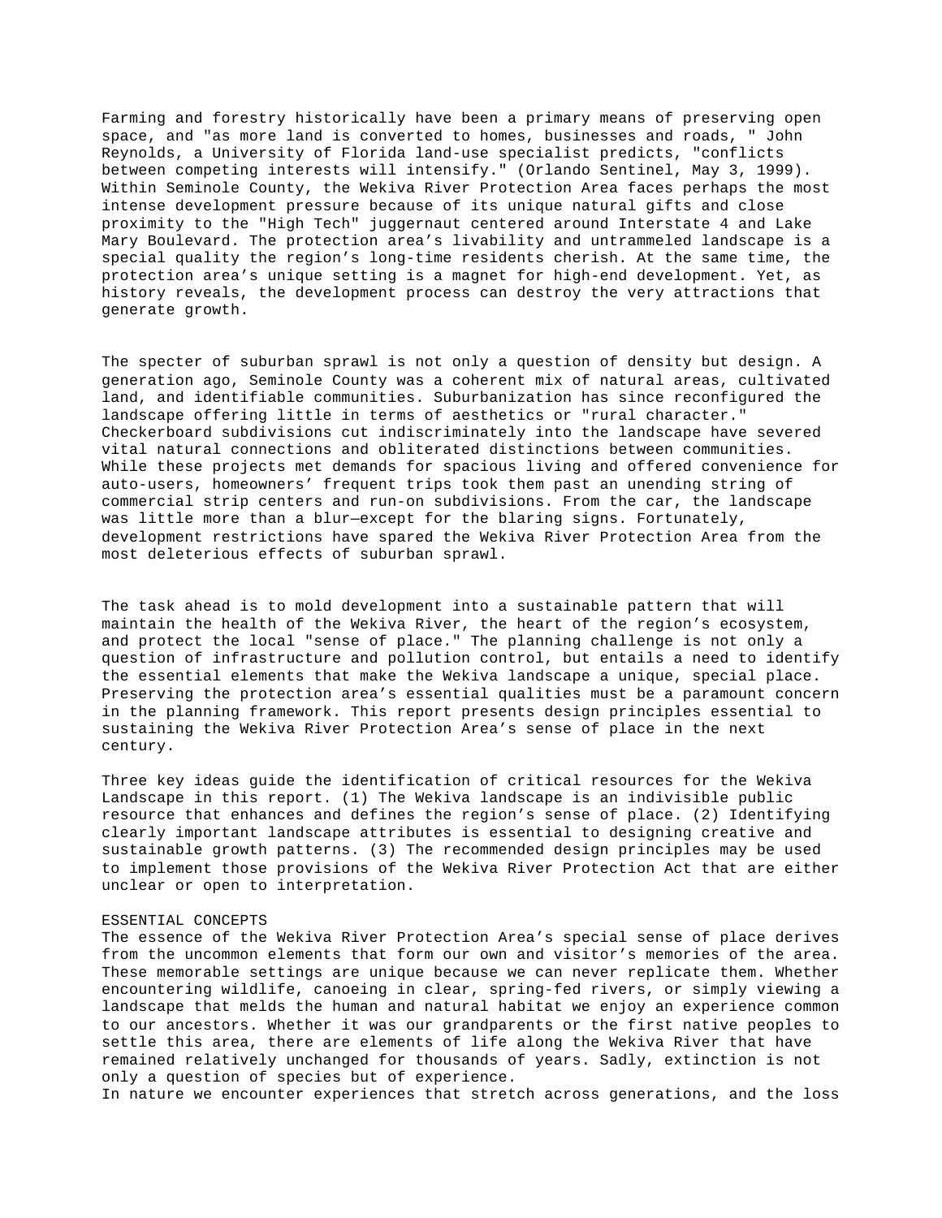Farming and forestry historically have been a primary means of preserving open space, and "as more land is converted to homes, businesses and roads, " John Reynolds, a University of Florida land-use specialist predicts, "conflicts between competing interests will intensify." (Orlando Sentinel, May 3, 1999). Within Seminole County, the Wekiva River Protection Area faces perhaps the most intense development pressure because of its unique natural gifts and close proximity to the "High Tech" juggernaut centered around Interstate 4 and Lake Mary Boulevard. The protection area's livability and untrammeled landscape is a special quality the region's long-time residents cherish. At the same time, the protection area's unique setting is a magnet for high-end development. Yet, as history reveals, the development process can destroy the very attractions that generate growth.

The specter of suburban sprawl is not only a question of density but design. A generation ago, Seminole County was a coherent mix of natural areas, cultivated land, and identifiable communities. Suburbanization has since reconfigured the landscape offering little in terms of aesthetics or "rural character." Checkerboard subdivisions cut indiscriminately into the landscape have severed vital natural connections and obliterated distinctions between communities. While these projects met demands for spacious living and offered convenience for auto-users, homeowners' frequent trips took them past an unending string of commercial strip centers and run-on subdivisions. From the car, the landscape was little more than a blur—except for the blaring signs. Fortunately, development restrictions have spared the Wekiva River Protection Area from the most deleterious effects of suburban sprawl.

The task ahead is to mold development into a sustainable pattern that will maintain the health of the Wekiva River, the heart of the region's ecosystem, and protect the local "sense of place." The planning challenge is not only a question of infrastructure and pollution control, but entails a need to identify the essential elements that make the Wekiva landscape a unique, special place. Preserving the protection area's essential qualities must be a paramount concern in the planning framework. This report presents design principles essential to sustaining the Wekiva River Protection Area's sense of place in the next century.

Three key ideas guide the identification of critical resources for the Wekiva Landscape in this report. (1) The Wekiva landscape is an indivisible public resource that enhances and defines the region's sense of place. (2) Identifying clearly important landscape attributes is essential to designing creative and sustainable growth patterns. (3) The recommended design principles may be used to implement those provisions of the Wekiva River Protection Act that are either unclear or open to interpretation.

## ESSENTIAL CONCEPTS

The essence of the Wekiva River Protection Area's special sense of place derives from the uncommon elements that form our own and visitor's memories of the area. These memorable settings are unique because we can never replicate them. Whether encountering wildlife, canoeing in clear, spring-fed rivers, or simply viewing a landscape that melds the human and natural habitat we enjoy an experience common to our ancestors. Whether it was our grandparents or the first native peoples to settle this area, there are elements of life along the Wekiva River that have remained relatively unchanged for thousands of years. Sadly, extinction is not only a question of species but of experience.

In nature we encounter experiences that stretch across generations, and the loss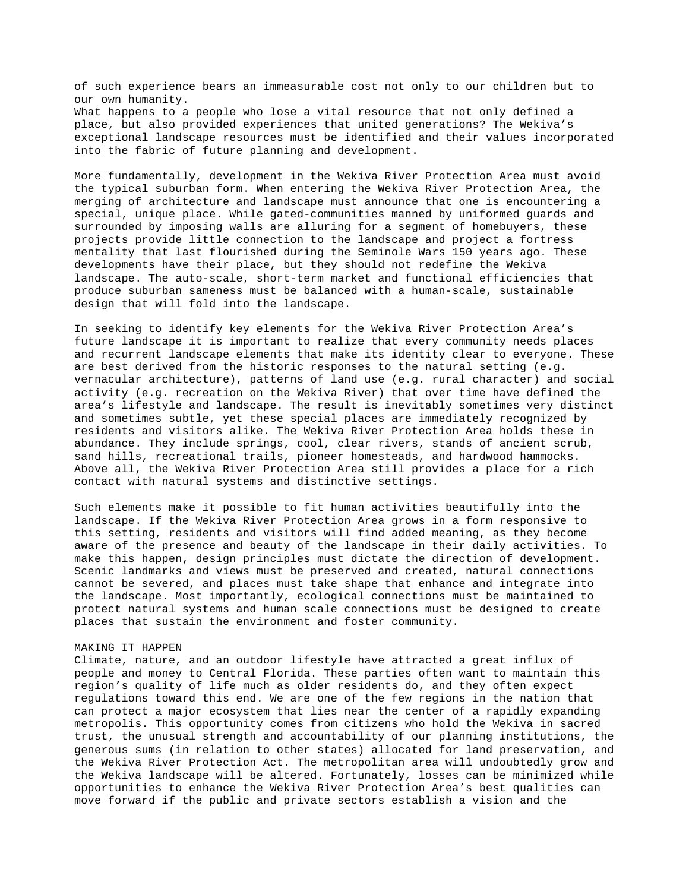of such experience bears an immeasurable cost not only to our children but to our own humanity.

What happens to a people who lose a vital resource that not only defined a place, but also provided experiences that united generations? The Wekiva's exceptional landscape resources must be identified and their values incorporated into the fabric of future planning and development.

More fundamentally, development in the Wekiva River Protection Area must avoid the typical suburban form. When entering the Wekiva River Protection Area, the merging of architecture and landscape must announce that one is encountering a special, unique place. While gated-communities manned by uniformed guards and surrounded by imposing walls are alluring for a segment of homebuyers, these projects provide little connection to the landscape and project a fortress mentality that last flourished during the Seminole Wars 150 years ago. These developments have their place, but they should not redefine the Wekiva landscape. The auto-scale, short-term market and functional efficiencies that produce suburban sameness must be balanced with a human-scale, sustainable design that will fold into the landscape.

In seeking to identify key elements for the Wekiva River Protection Area's future landscape it is important to realize that every community needs places and recurrent landscape elements that make its identity clear to everyone. These are best derived from the historic responses to the natural setting (e.g. vernacular architecture), patterns of land use (e.g. rural character) and social activity (e.g. recreation on the Wekiva River) that over time have defined the area's lifestyle and landscape. The result is inevitably sometimes very distinct and sometimes subtle, yet these special places are immediately recognized by residents and visitors alike. The Wekiva River Protection Area holds these in abundance. They include springs, cool, clear rivers, stands of ancient scrub, sand hills, recreational trails, pioneer homesteads, and hardwood hammocks. Above all, the Wekiva River Protection Area still provides a place for a rich contact with natural systems and distinctive settings.

Such elements make it possible to fit human activities beautifully into the landscape. If the Wekiva River Protection Area grows in a form responsive to this setting, residents and visitors will find added meaning, as they become aware of the presence and beauty of the landscape in their daily activities. To make this happen, design principles must dictate the direction of development. Scenic landmarks and views must be preserved and created, natural connections cannot be severed, and places must take shape that enhance and integrate into the landscape. Most importantly, ecological connections must be maintained to protect natural systems and human scale connections must be designed to create places that sustain the environment and foster community.

## MAKING IT HAPPEN

Climate, nature, and an outdoor lifestyle have attracted a great influx of people and money to Central Florida. These parties often want to maintain this region's quality of life much as older residents do, and they often expect regulations toward this end. We are one of the few regions in the nation that can protect a major ecosystem that lies near the center of a rapidly expanding metropolis. This opportunity comes from citizens who hold the Wekiva in sacred trust, the unusual strength and accountability of our planning institutions, the generous sums (in relation to other states) allocated for land preservation, and the Wekiva River Protection Act. The metropolitan area will undoubtedly grow and the Wekiva landscape will be altered. Fortunately, losses can be minimized while opportunities to enhance the Wekiva River Protection Area's best qualities can move forward if the public and private sectors establish a vision and the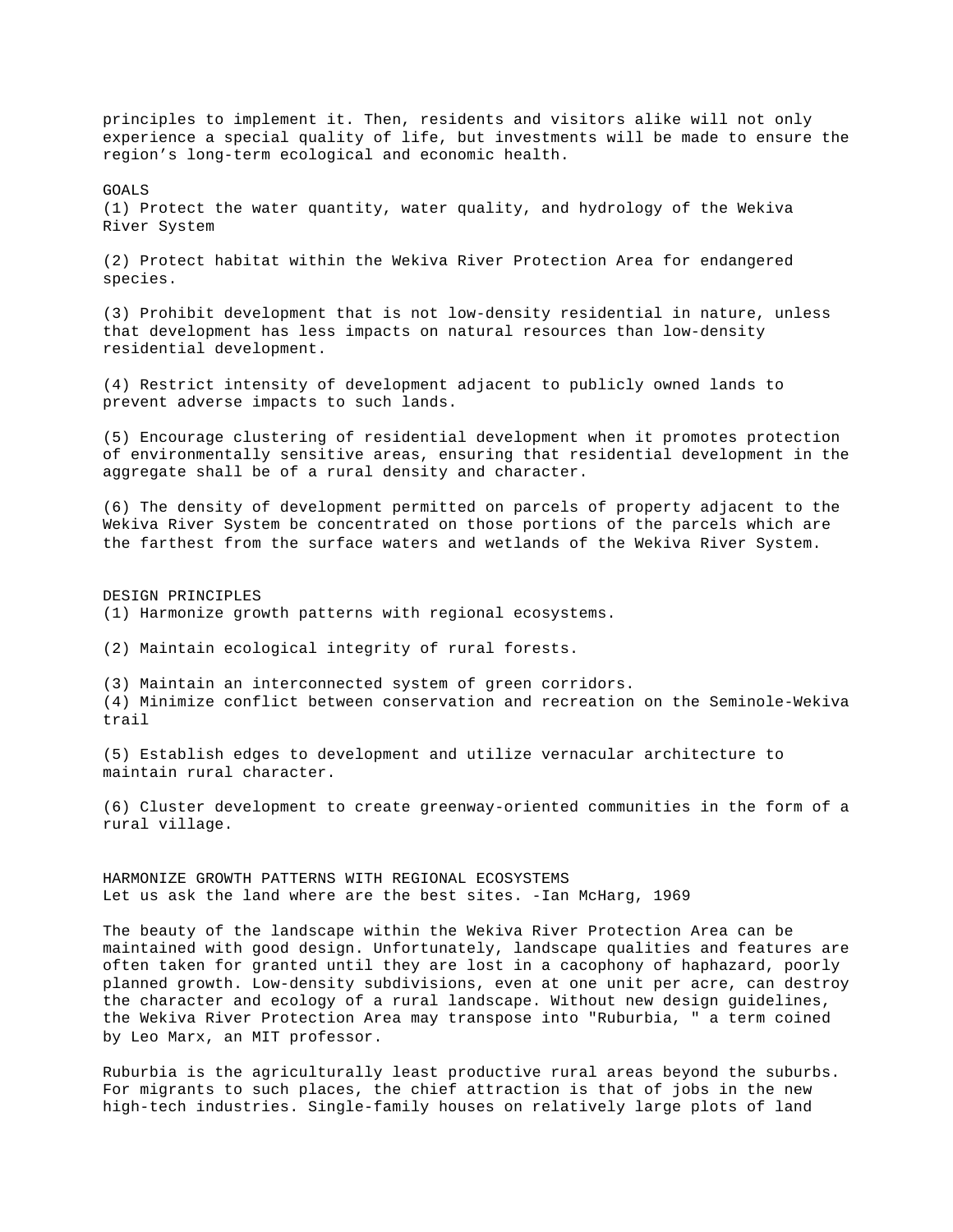principles to implement it. Then, residents and visitors alike will not only experience a special quality of life, but investments will be made to ensure the region's long-term ecological and economic health.

## GOALS

(1) Protect the water quantity, water quality, and hydrology of the Wekiva River System

(2) Protect habitat within the Wekiva River Protection Area for endangered species.

(3) Prohibit development that is not low-density residential in nature, unless that development has less impacts on natural resources than low-density residential development.

(4) Restrict intensity of development adjacent to publicly owned lands to prevent adverse impacts to such lands.

(5) Encourage clustering of residential development when it promotes protection of environmentally sensitive areas, ensuring that residential development in the aggregate shall be of a rural density and character.

(6) The density of development permitted on parcels of property adjacent to the Wekiva River System be concentrated on those portions of the parcels which are the farthest from the surface waters and wetlands of the Wekiva River System.

## DESIGN PRINCIPLES

(1) Harmonize growth patterns with regional ecosystems.

(2) Maintain ecological integrity of rural forests.

(3) Maintain an interconnected system of green corridors.

(4) Minimize conflict between conservation and recreation on the Seminole-Wekiva trail

(5) Establish edges to development and utilize vernacular architecture to maintain rural character.

(6) Cluster development to create greenway-oriented communities in the form of a rural village.

## HARMONIZE GROWTH PATTERNS WITH REGIONAL ECOSYSTEMS

Let us ask the land where are the best sites. -Ian McHarg, 1969

The beauty of the landscape within the Wekiva River Protection Area can be maintained with good design. Unfortunately, landscape qualities and features are often taken for granted until they are lost in a cacophony of haphazard, poorly planned growth. Low-density subdivisions, even at one unit per acre, can destroy the character and ecology of a rural landscape. Without new design guidelines, the Wekiva River Protection Area may transpose into "Ruburbia, " a term coined by Leo Marx, an MIT professor.

Ruburbia is the agriculturally least productive rural areas beyond the suburbs. For migrants to such places, the chief attraction is that of jobs in the new high-tech industries. Single-family houses on relatively large plots of land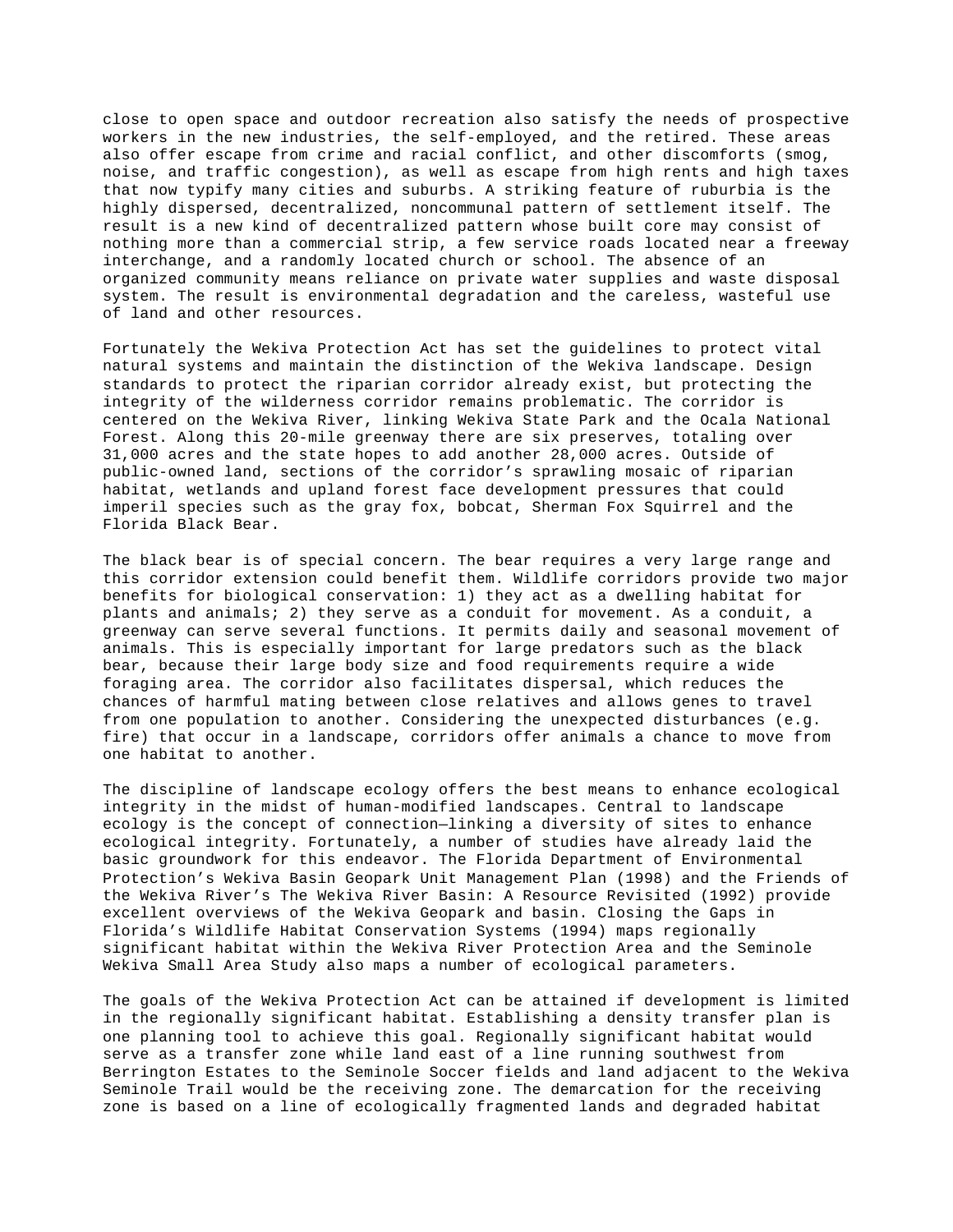close to open space and outdoor recreation also satisfy the needs of prospective workers in the new industries, the self-employed, and the retired. These areas also offer escape from crime and racial conflict, and other discomforts (smog, noise, and traffic congestion), as well as escape from high rents and high taxes that now typify many cities and suburbs. A striking feature of ruburbia is the highly dispersed, decentralized, noncommunal pattern of settlement itself. The result is a new kind of decentralized pattern whose built core may consist of nothing more than a commercial strip, a few service roads located near a freeway interchange, and a randomly located church or school. The absence of an organized community means reliance on private water supplies and waste disposal system. The result is environmental degradation and the careless, wasteful use of land and other resources.

Fortunately the Wekiva Protection Act has set the guidelines to protect vital natural systems and maintain the distinction of the Wekiva landscape. Design standards to protect the riparian corridor already exist, but protecting the integrity of the wilderness corridor remains problematic. The corridor is centered on the Wekiva River, linking Wekiva State Park and the Ocala National Forest. Along this 20-mile greenway there are six preserves, totaling over 31,000 acres and the state hopes to add another 28,000 acres. Outside of public-owned land, sections of the corridor's sprawling mosaic of riparian habitat, wetlands and upland forest face development pressures that could imperil species such as the gray fox, bobcat, Sherman Fox Squirrel and the Florida Black Bear.

The black bear is of special concern. The bear requires a very large range and this corridor extension could benefit them. Wildlife corridors provide two major benefits for biological conservation: 1) they act as a dwelling habitat for plants and animals; 2) they serve as a conduit for movement. As a conduit, a greenway can serve several functions. It permits daily and seasonal movement of animals. This is especially important for large predators such as the black bear, because their large body size and food requirements require a wide foraging area. The corridor also facilitates dispersal, which reduces the chances of harmful mating between close relatives and allows genes to travel from one population to another. Considering the unexpected disturbances (e.g. fire) that occur in a landscape, corridors offer animals a chance to move from one habitat to another.

The discipline of landscape ecology offers the best means to enhance ecological integrity in the midst of human-modified landscapes. Central to landscape ecology is the concept of connection—linking a diversity of sites to enhance ecological integrity. Fortunately, a number of studies have already laid the basic groundwork for this endeavor. The Florida Department of Environmental Protection's Wekiva Basin Geopark Unit Management Plan (1998) and the Friends of the Wekiva River's The Wekiva River Basin: A Resource Revisited (1992) provide excellent overviews of the Wekiva Geopark and basin. Closing the Gaps in Florida's Wildlife Habitat Conservation Systems (1994) maps regionally significant habitat within the Wekiva River Protection Area and the Seminole Wekiva Small Area Study also maps a number of ecological parameters.

The goals of the Wekiva Protection Act can be attained if development is limited in the regionally significant habitat. Establishing a density transfer plan is one planning tool to achieve this goal. Regionally significant habitat would serve as a transfer zone while land east of a line running southwest from Berrington Estates to the Seminole Soccer fields and land adjacent to the Wekiva Seminole Trail would be the receiving zone. The demarcation for the receiving zone is based on a line of ecologically fragmented lands and degraded habitat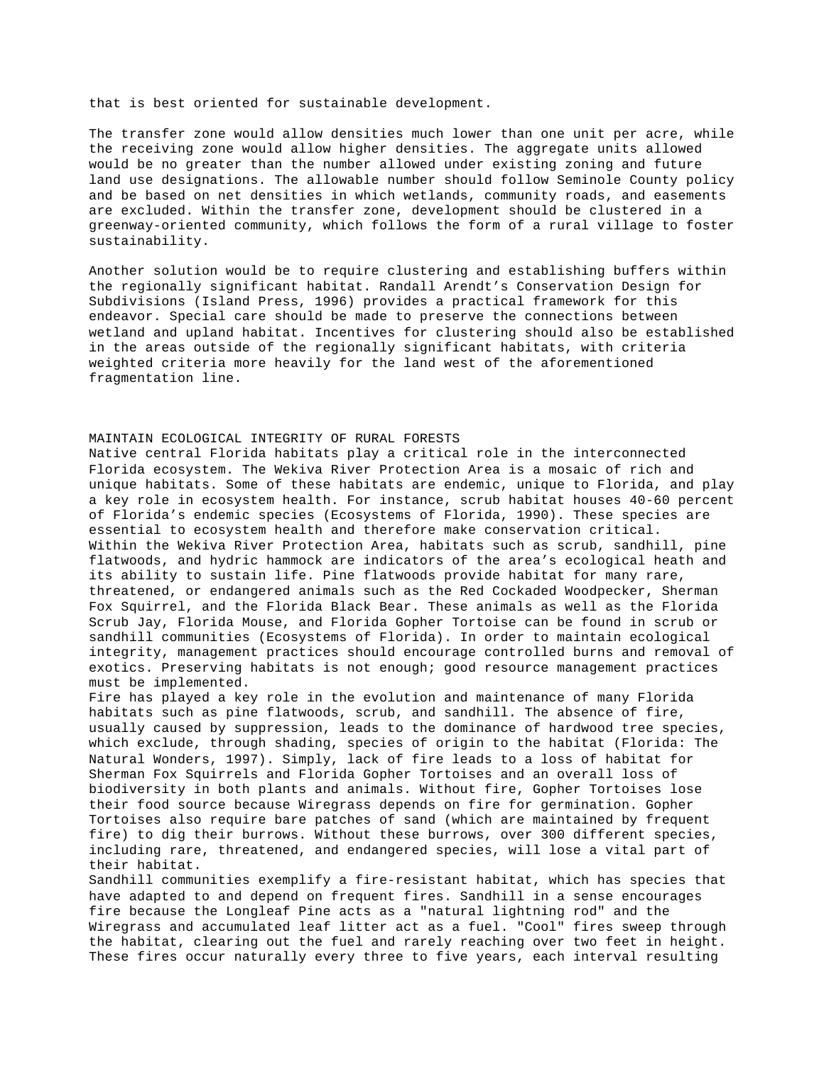that is best oriented for sustainable development.

The transfer zone would allow densities much lower than one unit per acre, while the receiving zone would allow higher densities. The aggregate units allowed would be no greater than the number allowed under existing zoning and future land use designations. The allowable number should follow Seminole County policy and be based on net densities in which wetlands, community roads, and easements are excluded. Within the transfer zone, development should be clustered in a greenway-oriented community, which follows the form of a rural village to foster sustainability.

Another solution would be to require clustering and establishing buffers within the regionally significant habitat. Randall Arendt's Conservation Design for Subdivisions (Island Press, 1996) provides a practical framework for this endeavor. Special care should be made to preserve the connections between wetland and upland habitat. Incentives for clustering should also be established in the areas outside of the regionally significant habitats, with criteria weighted criteria more heavily for the land west of the aforementioned fragmentation line.

## MAINTAIN ECOLOGICAL INTEGRITY OF RURAL FORESTS

Native central Florida habitats play a critical role in the interconnected Florida ecosystem. The Wekiva River Protection Area is a mosaic of rich and unique habitats. Some of these habitats are endemic, unique to Florida, and play a key role in ecosystem health. For instance, scrub habitat houses 40-60 percent of Florida's endemic species (Ecosystems of Florida, 1990). These species are essential to ecosystem health and therefore make conservation critical.

Within the Wekiva River Protection Area, habitats such as scrub, sandhill, pine flatwoods, and hydric hammock are indicators of the area's ecological heath and its ability to sustain life. Pine flatwoods provide habitat for many rare, threatened, or endangered animals such as the Red Cockaded Woodpecker, Sherman Fox Squirrel, and the Florida Black Bear. These animals as well as the Florida Scrub Jay, Florida Mouse, and Florida Gopher Tortoise can be found in scrub or sandhill communities (Ecosystems of Florida). In order to maintain ecological integrity, management practices should encourage controlled burns and removal of exotics. Preserving habitats is not enough; good resource management practices must be implemented.

Fire has played a key role in the evolution and maintenance of many Florida habitats such as pine flatwoods, scrub, and sandhill. The absence of fire, usually caused by suppression, leads to the dominance of hardwood tree species, which exclude, through shading, species of origin to the habitat (Florida: The Natural Wonders, 1997). Simply, lack of fire leads to a loss of habitat for Sherman Fox Squirrels and Florida Gopher Tortoises and an overall loss of biodiversity in both plants and animals. Without fire, Gopher Tortoises lose their food source because Wiregrass depends on fire for germination. Gopher Tortoises also require bare patches of sand (which are maintained by frequent fire) to dig their burrows. Without these burrows, over 300 different species, including rare, threatened, and endangered species, will lose a vital part of their habitat.

Sandhill communities exemplify a fire-resistant habitat, which has species that have adapted to and depend on frequent fires. Sandhill in a sense encourages fire because the Longleaf Pine acts as a "natural lightning rod" and the Wiregrass and accumulated leaf litter act as a fuel. "Cool" fires sweep through the habitat, clearing out the fuel and rarely reaching over two feet in height. These fires occur naturally every three to five years, each interval resulting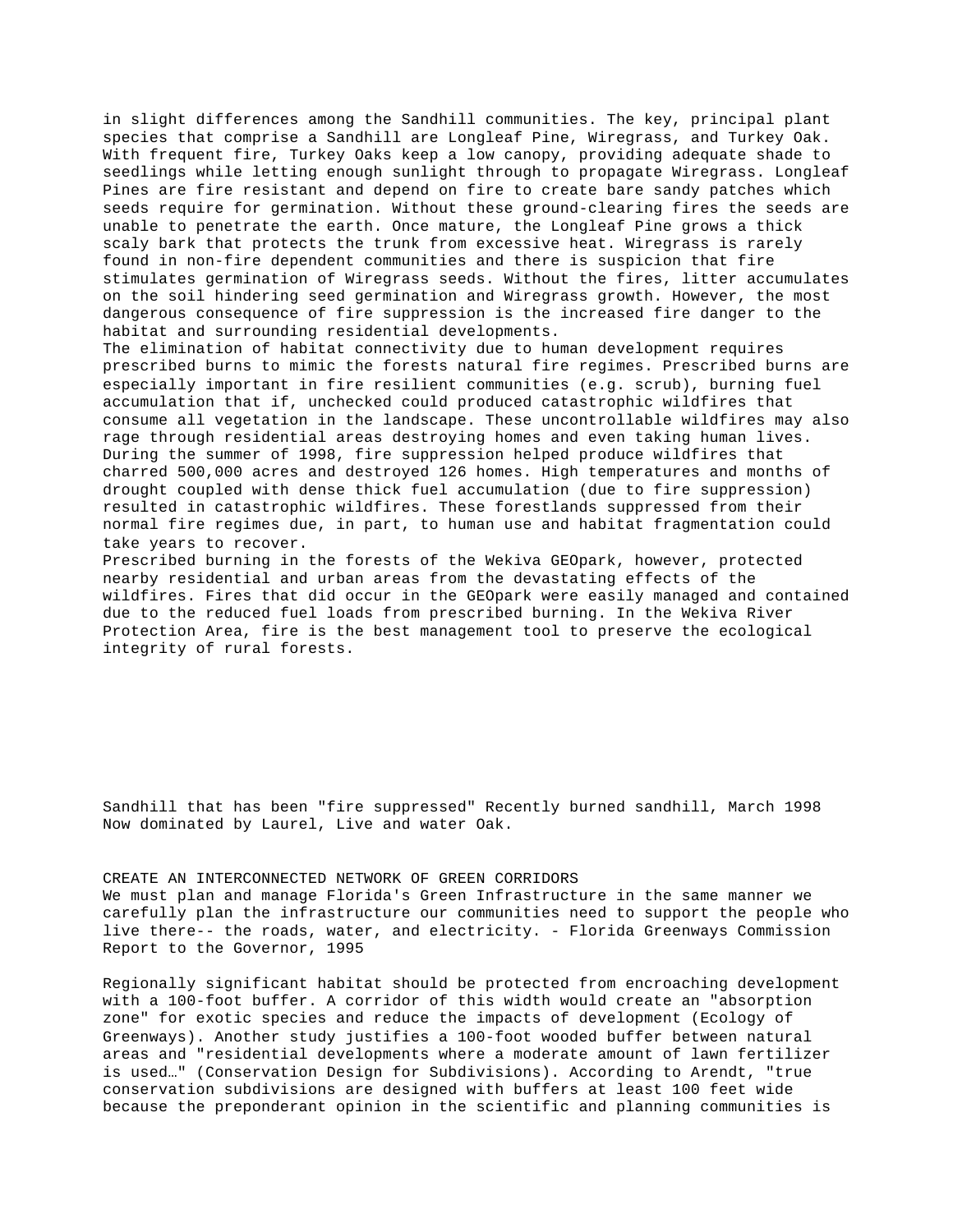in slight differences among the Sandhill communities. The key, principal plant species that comprise a Sandhill are Longleaf Pine, Wiregrass, and Turkey Oak. With frequent fire, Turkey Oaks keep a low canopy, providing adequate shade to seedlings while letting enough sunlight through to propagate Wiregrass. Longleaf Pines are fire resistant and depend on fire to create bare sandy patches which seeds require for germination. Without these ground-clearing fires the seeds are unable to penetrate the earth. Once mature, the Longleaf Pine grows a thick scaly bark that protects the trunk from excessive heat. Wiregrass is rarely found in non-fire dependent communities and there is suspicion that fire stimulates germination of Wiregrass seeds. Without the fires, litter accumulates on the soil hindering seed germination and Wiregrass growth. However, the most dangerous consequence of fire suppression is the increased fire danger to the habitat and surrounding residential developments.

The elimination of habitat connectivity due to human development requires prescribed burns to mimic the forests natural fire regimes. Prescribed burns are especially important in fire resilient communities (e.g. scrub), burning fuel accumulation that if, unchecked could produced catastrophic wildfires that consume all vegetation in the landscape. These uncontrollable wildfires may also rage through residential areas destroying homes and even taking human lives. During the summer of 1998, fire suppression helped produce wildfires that charred 500,000 acres and destroyed 126 homes. High temperatures and months of drought coupled with dense thick fuel accumulation (due to fire suppression) resulted in catastrophic wildfires. These forestlands suppressed from their normal fire regimes due, in part, to human use and habitat fragmentation could take years to recover.

Prescribed burning in the forests of the Wekiva GEOpark, however, protected nearby residential and urban areas from the devastating effects of the wildfires. Fires that did occur in the GEOpark were easily managed and contained due to the reduced fuel loads from prescribed burning. In the Wekiva River Protection Area, fire is the best management tool to preserve the ecological integrity of rural forests.

Sandhill that has been "fire suppressed" Recently burned sandhill, March 1998
Now dominated by Laurel, Live and water Oak.

## CREATE AN INTERCONNECTED NETWORK OF GREEN CORRIDORS

We must plan and manage Florida's Green Infrastructure in the same manner we carefully plan the infrastructure our communities need to support the people who live there-- the roads, water, and electricity. - Florida Greenways Commission Report to the Governor, 1995

Regionally significant habitat should be protected from encroaching development with a 100-foot buffer. A corridor of this width would create an "absorption zone" for exotic species and reduce the impacts of development (Ecology of Greenways). Another study justifies a 100-foot wooded buffer between natural areas and "residential developments where a moderate amount of lawn fertilizer is used…" (Conservation Design for Subdivisions). According to Arendt, "true conservation subdivisions are designed with buffers at least 100 feet wide because the preponderant opinion in the scientific and planning communities is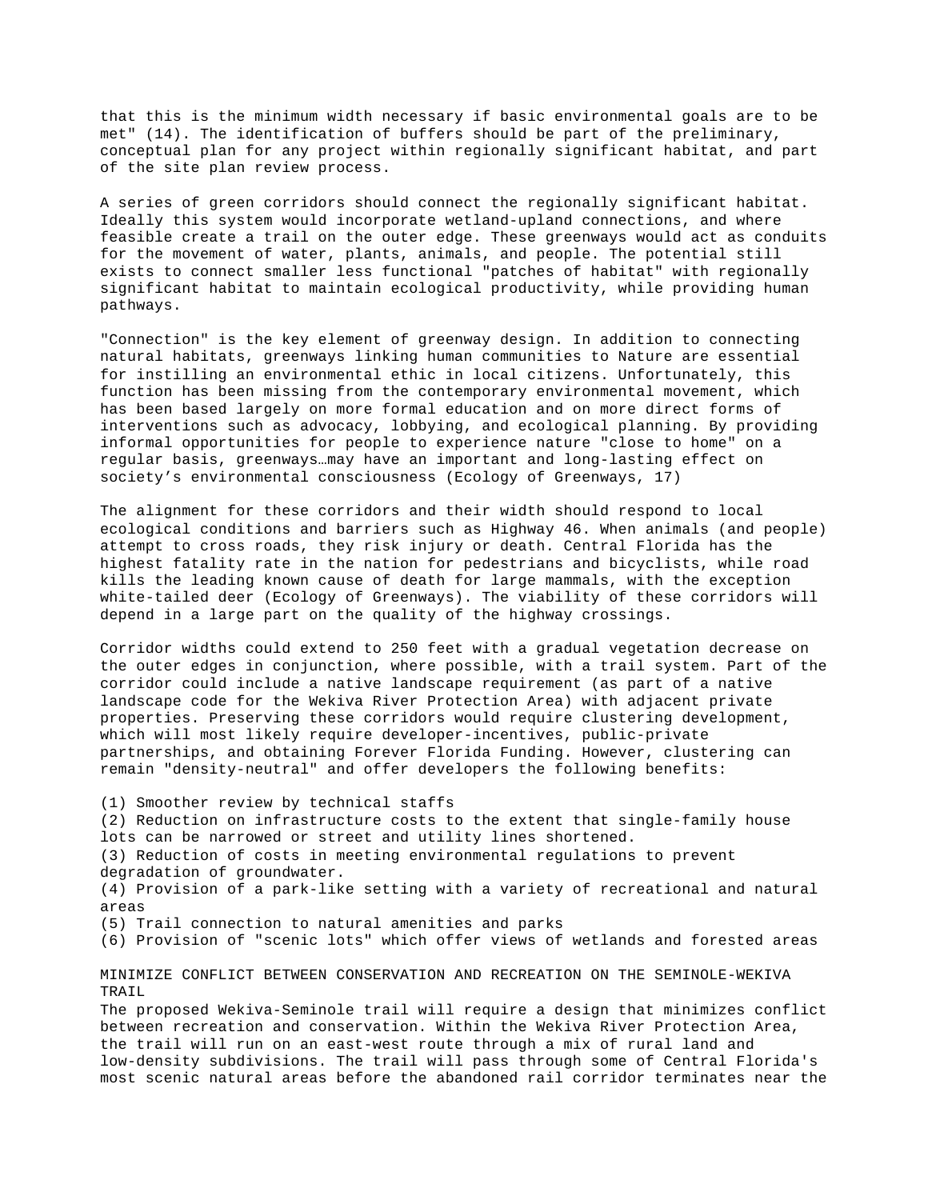that this is the minimum width necessary if basic environmental goals are to be met" (14). The identification of buffers should be part of the preliminary, conceptual plan for any project within regionally significant habitat, and part of the site plan review process.

A series of green corridors should connect the regionally significant habitat. Ideally this system would incorporate wetland-upland connections, and where feasible create a trail on the outer edge. These greenways would act as conduits for the movement of water, plants, animals, and people. The potential still exists to connect smaller less functional "patches of habitat" with regionally significant habitat to maintain ecological productivity, while providing human pathways.

"Connection" is the key element of greenway design. In addition to connecting natural habitats, greenways linking human communities to Nature are essential for instilling an environmental ethic in local citizens. Unfortunately, this function has been missing from the contemporary environmental movement, which has been based largely on more formal education and on more direct forms of interventions such as advocacy, lobbying, and ecological planning. By providing informal opportunities for people to experience nature "close to home" on a regular basis, greenways…may have an important and long-lasting effect on society's environmental consciousness (Ecology of Greenways, 17)

The alignment for these corridors and their width should respond to local ecological conditions and barriers such as Highway 46. When animals (and people) attempt to cross roads, they risk injury or death. Central Florida has the highest fatality rate in the nation for pedestrians and bicyclists, while road kills the leading known cause of death for large mammals, with the exception white-tailed deer (Ecology of Greenways). The viability of these corridors will depend in a large part on the quality of the highway crossings.

Corridor widths could extend to 250 feet with a gradual vegetation decrease on the outer edges in conjunction, where possible, with a trail system. Part of the corridor could include a native landscape requirement (as part of a native landscape code for the Wekiva River Protection Area) with adjacent private properties. Preserving these corridors would require clustering development, which will most likely require developer-incentives, public-private partnerships, and obtaining Forever Florida Funding. However, clustering can remain "density-neutral" and offer developers the following benefits:

(1) Smoother review by technical staffs
(2) Reduction on infrastructure costs to the extent that single-family house lots can be narrowed or street and utility lines shortened.
(3) Reduction of costs in meeting environmental regulations to prevent degradation of groundwater.
(4) Provision of a park-like setting with a variety of recreational and natural areas
(5) Trail connection to natural amenities and parks
(6) Provision of "scenic lots" which offer views of wetlands and forested areas

## MINIMIZE CONFLICT BETWEEN CONSERVATION AND RECREATION ON THE SEMINOLE-WEKIVA TRAIL

The proposed Wekiva-Seminole trail will require a design that minimizes conflict between recreation and conservation. Within the Wekiva River Protection Area, the trail will run on an east-west route through a mix of rural land and low-density subdivisions. The trail will pass through some of Central Florida's most scenic natural areas before the abandoned rail corridor terminates near the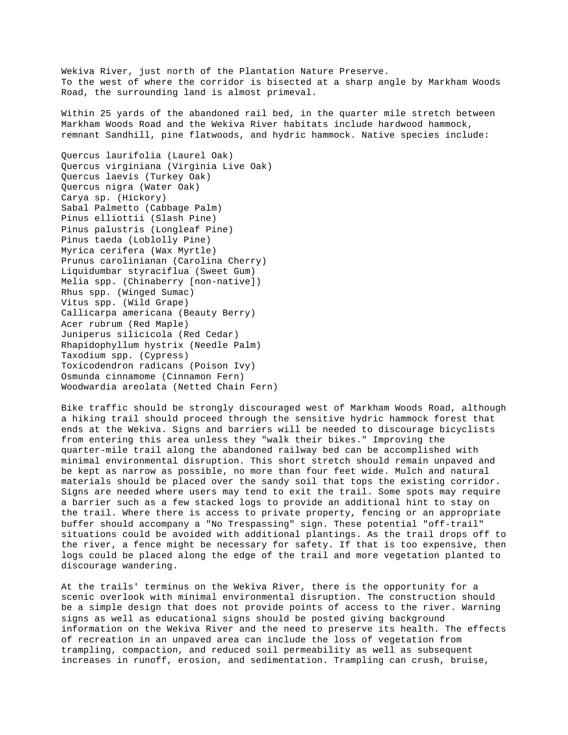Wekiva River, just north of the Plantation Nature Preserve.
To the west of where the corridor is bisected at a sharp angle by Markham Woods Road, the surrounding land is almost primeval.

Within 25 yards of the abandoned rail bed, in the quarter mile stretch between Markham Woods Road and the Wekiva River habitats include hardwood hammock, remnant Sandhill, pine flatwoods, and hydric hammock. Native species include:

Quercus laurifolia (Laurel Oak)
Quercus virginiana (Virginia Live Oak)
Quercus laevis (Turkey Oak)
Quercus nigra (Water Oak)
Carya sp. (Hickory)
Sabal Palmetto (Cabbage Palm)
Pinus elliottii (Slash Pine)
Pinus palustris (Longleaf Pine)
Pinus taeda (Loblolly Pine)
Myrica cerifera (Wax Myrtle)
Prunus carolinianan (Carolina Cherry)
Liquidumbar styraciflua (Sweet Gum)
Melia spp. (Chinaberry [non-native])
Rhus spp. (Winged Sumac)
Vitus spp. (Wild Grape)
Callicarpa americana (Beauty Berry)
Acer rubrum (Red Maple)
Juniperus silicicola (Red Cedar)
Rhapidophyllum hystrix (Needle Palm)
Taxodium spp. (Cypress)
Toxicodendron radicans (Poison Ivy)
Osmunda cinnamome (Cinnamon Fern)
Woodwardia areolata (Netted Chain Fern)

Bike traffic should be strongly discouraged west of Markham Woods Road, although a hiking trail should proceed through the sensitive hydric hammock forest that ends at the Wekiva. Signs and barriers will be needed to discourage bicyclists from entering this area unless they "walk their bikes." Improving the quarter-mile trail along the abandoned railway bed can be accomplished with minimal environmental disruption. This short stretch should remain unpaved and be kept as narrow as possible, no more than four feet wide. Mulch and natural materials should be placed over the sandy soil that tops the existing corridor. Signs are needed where users may tend to exit the trail. Some spots may require a barrier such as a few stacked logs to provide an additional hint to stay on the trail. Where there is access to private property, fencing or an appropriate buffer should accompany a "No Trespassing" sign. These potential "off-trail" situations could be avoided with additional plantings. As the trail drops off to the river, a fence might be necessary for safety. If that is too expensive, then logs could be placed along the edge of the trail and more vegetation planted to discourage wandering.

At the trails' terminus on the Wekiva River, there is the opportunity for a scenic overlook with minimal environmental disruption. The construction should be a simple design that does not provide points of access to the river. Warning signs as well as educational signs should be posted giving background information on the Wekiva River and the need to preserve its health. The effects of recreation in an unpaved area can include the loss of vegetation from trampling, compaction, and reduced soil permeability as well as subsequent increases in runoff, erosion, and sedimentation. Trampling can crush, bruise,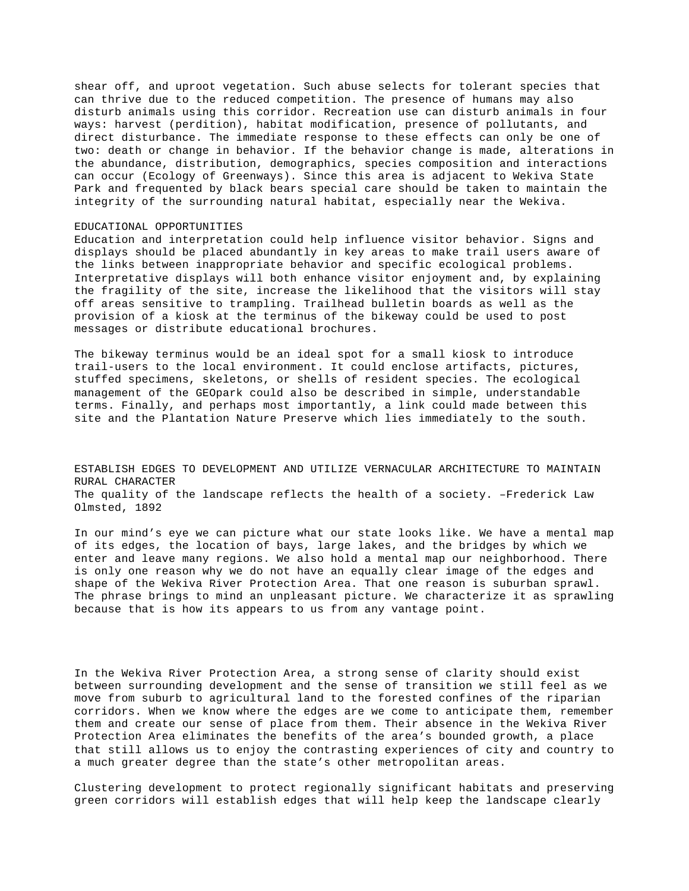shear off, and uproot vegetation. Such abuse selects for tolerant species that can thrive due to the reduced competition. The presence of humans may also disturb animals using this corridor. Recreation use can disturb animals in four ways: harvest (perdition), habitat modification, presence of pollutants, and direct disturbance. The immediate response to these effects can only be one of two: death or change in behavior. If the behavior change is made, alterations in the abundance, distribution, demographics, species composition and interactions can occur (Ecology of Greenways). Since this area is adjacent to Wekiva State Park and frequented by black bears special care should be taken to maintain the integrity of the surrounding natural habitat, especially near the Wekiva.

## EDUCATIONAL OPPORTUNITIES

Education and interpretation could help influence visitor behavior. Signs and displays should be placed abundantly in key areas to make trail users aware of the links between inappropriate behavior and specific ecological problems. Interpretative displays will both enhance visitor enjoyment and, by explaining the fragility of the site, increase the likelihood that the visitors will stay off areas sensitive to trampling. Trailhead bulletin boards as well as the provision of a kiosk at the terminus of the bikeway could be used to post messages or distribute educational brochures.

The bikeway terminus would be an ideal spot for a small kiosk to introduce trail-users to the local environment. It could enclose artifacts, pictures, stuffed specimens, skeletons, or shells of resident species. The ecological management of the GEOpark could also be described in simple, understandable terms. Finally, and perhaps most importantly, a link could made between this site and the Plantation Nature Preserve which lies immediately to the south.

## ESTABLISH EDGES TO DEVELOPMENT AND UTILIZE VERNACULAR ARCHITECTURE TO MAINTAIN RURAL CHARACTER

The quality of the landscape reflects the health of a society. –Frederick Law Olmsted, 1892

In our mind's eye we can picture what our state looks like. We have a mental map of its edges, the location of bays, large lakes, and the bridges by which we enter and leave many regions. We also hold a mental map our neighborhood. There is only one reason why we do not have an equally clear image of the edges and shape of the Wekiva River Protection Area. That one reason is suburban sprawl. The phrase brings to mind an unpleasant picture. We characterize it as sprawling because that is how its appears to us from any vantage point.

In the Wekiva River Protection Area, a strong sense of clarity should exist between surrounding development and the sense of transition we still feel as we move from suburb to agricultural land to the forested confines of the riparian corridors. When we know where the edges are we come to anticipate them, remember them and create our sense of place from them. Their absence in the Wekiva River Protection Area eliminates the benefits of the area's bounded growth, a place that still allows us to enjoy the contrasting experiences of city and country to a much greater degree than the state's other metropolitan areas.

Clustering development to protect regionally significant habitats and preserving green corridors will establish edges that will help keep the landscape clearly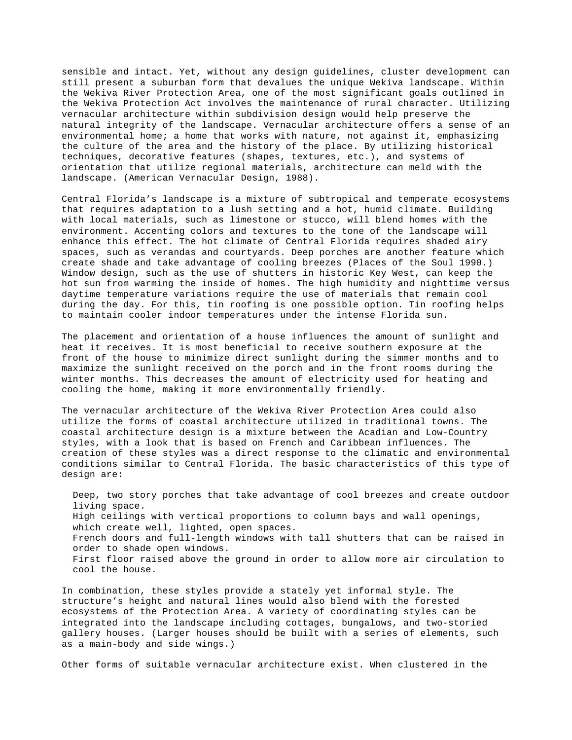sensible and intact. Yet, without any design guidelines, cluster development can still present a suburban form that devalues the unique Wekiva landscape. Within the Wekiva River Protection Area, one of the most significant goals outlined in the Wekiva Protection Act involves the maintenance of rural character. Utilizing vernacular architecture within subdivision design would help preserve the natural integrity of the landscape. Vernacular architecture offers a sense of an environmental home; a home that works with nature, not against it, emphasizing the culture of the area and the history of the place. By utilizing historical techniques, decorative features (shapes, textures, etc.), and systems of orientation that utilize regional materials, architecture can meld with the landscape. (American Vernacular Design, 1988).

Central Florida's landscape is a mixture of subtropical and temperate ecosystems that requires adaptation to a lush setting and a hot, humid climate. Building with local materials, such as limestone or stucco, will blend homes with the environment. Accenting colors and textures to the tone of the landscape will enhance this effect. The hot climate of Central Florida requires shaded airy spaces, such as verandas and courtyards. Deep porches are another feature which create shade and take advantage of cooling breezes (Places of the Soul 1990.) Window design, such as the use of shutters in historic Key West, can keep the hot sun from warming the inside of homes. The high humidity and nighttime versus daytime temperature variations require the use of materials that remain cool during the day. For this, tin roofing is one possible option. Tin roofing helps to maintain cooler indoor temperatures under the intense Florida sun.

The placement and orientation of a house influences the amount of sunlight and heat it receives. It is most beneficial to receive southern exposure at the front of the house to minimize direct sunlight during the simmer months and to maximize the sunlight received on the porch and in the front rooms during the winter months. This decreases the amount of electricity used for heating and cooling the home, making it more environmentally friendly.

The vernacular architecture of the Wekiva River Protection Area could also utilize the forms of coastal architecture utilized in traditional towns. The coastal architecture design is a mixture between the Acadian and Low-Country styles, with a look that is based on French and Caribbean influences. The creation of these styles was a direct response to the climatic and environmental conditions similar to Central Florida. The basic characteristics of this type of design are:

- Deep, two story porches that take advantage of cool breezes and create outdoor living space.
- High ceilings with vertical proportions to column bays and wall openings, which create well, lighted, open spaces.
- French doors and full-length windows with tall shutters that can be raised in order to shade open windows.
- First floor raised above the ground in order to allow more air circulation to cool the house.

In combination, these styles provide a stately yet informal style. The structure's height and natural lines would also blend with the forested ecosystems of the Protection Area. A variety of coordinating styles can be integrated into the landscape including cottages, bungalows, and two-storied gallery houses. (Larger houses should be built with a series of elements, such as a main-body and side wings.)

Other forms of suitable vernacular architecture exist. When clustered in the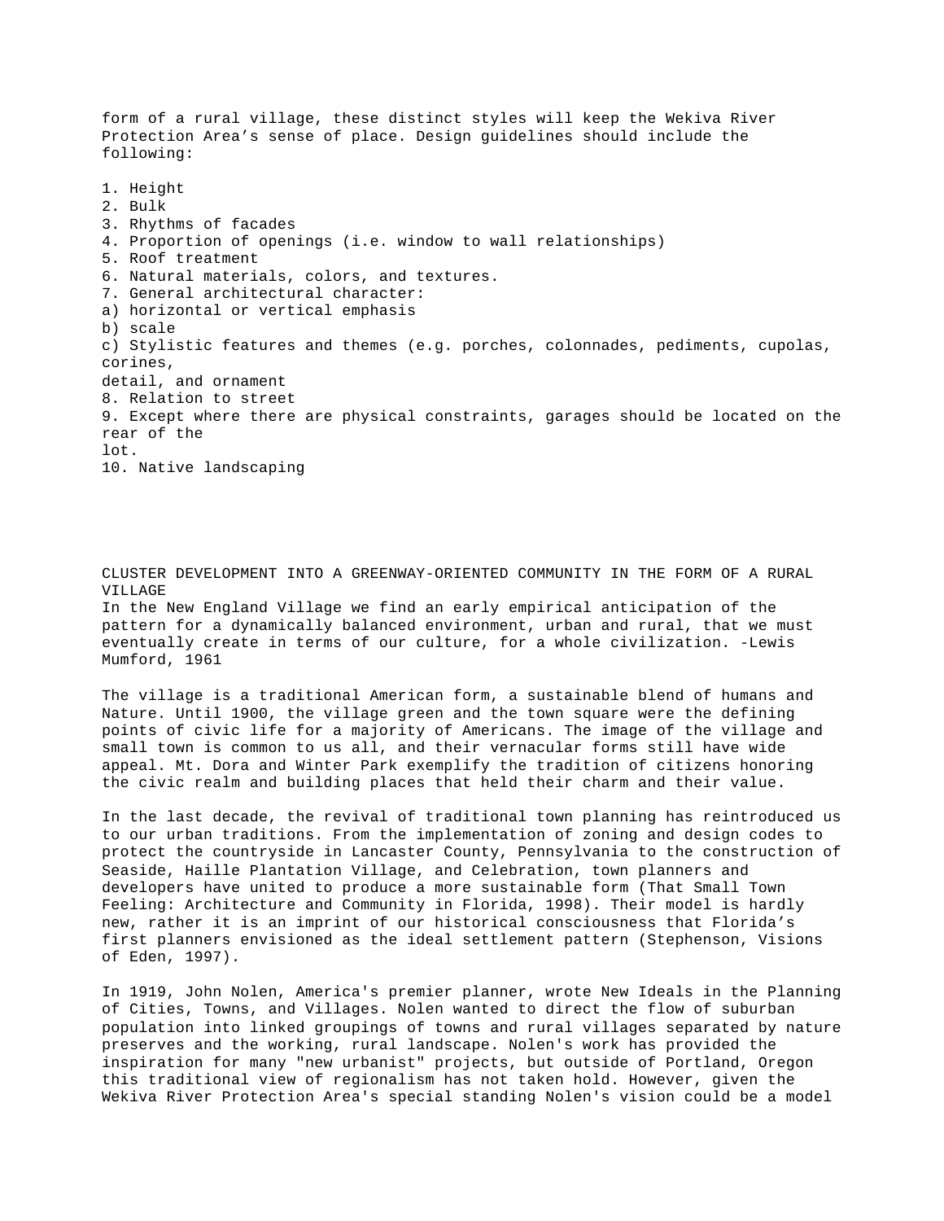form of a rural village, these distinct styles will keep the Wekiva River Protection Area's sense of place. Design guidelines should include the following:

1. Height
2. Bulk
3. Rhythms of facades
4. Proportion of openings (i.e. window to wall relationships)
5. Roof treatment
6. Natural materials, colors, and textures.
7. General architectural character:
   a) horizontal or vertical emphasis
   b) scale
   c) Stylistic features and themes (e.g. porches, colonnades, pediments, cupolas, corines, detail, and ornament
8. Relation to street
9. Except where there are physical constraints, garages should be located on the rear of the lot.
10. Native landscaping

## CLUSTER DEVELOPMENT INTO A GREENWAY-ORIENTED COMMUNITY IN THE FORM OF A RURAL VILLAGE

In the New England Village we find an early empirical anticipation of the pattern for a dynamically balanced environment, urban and rural, that we must eventually create in terms of our culture, for a whole civilization. -Lewis Mumford, 1961

The village is a traditional American form, a sustainable blend of humans and Nature. Until 1900, the village green and the town square were the defining points of civic life for a majority of Americans. The image of the village and small town is common to us all, and their vernacular forms still have wide appeal. Mt. Dora and Winter Park exemplify the tradition of citizens honoring the civic realm and building places that held their charm and their value.

In the last decade, the revival of traditional town planning has reintroduced us to our urban traditions. From the implementation of zoning and design codes to protect the countryside in Lancaster County, Pennsylvania to the construction of Seaside, Haille Plantation Village, and Celebration, town planners and developers have united to produce a more sustainable form (That Small Town Feeling: Architecture and Community in Florida, 1998). Their model is hardly new, rather it is an imprint of our historical consciousness that Florida's first planners envisioned as the ideal settlement pattern (Stephenson, Visions of Eden, 1997).

In 1919, John Nolen, America's premier planner, wrote New Ideals in the Planning of Cities, Towns, and Villages. Nolen wanted to direct the flow of suburban population into linked groupings of towns and rural villages separated by nature preserves and the working, rural landscape. Nolen's work has provided the inspiration for many "new urbanist" projects, but outside of Portland, Oregon this traditional view of regionalism has not taken hold. However, given the Wekiva River Protection Area's special standing Nolen's vision could be a model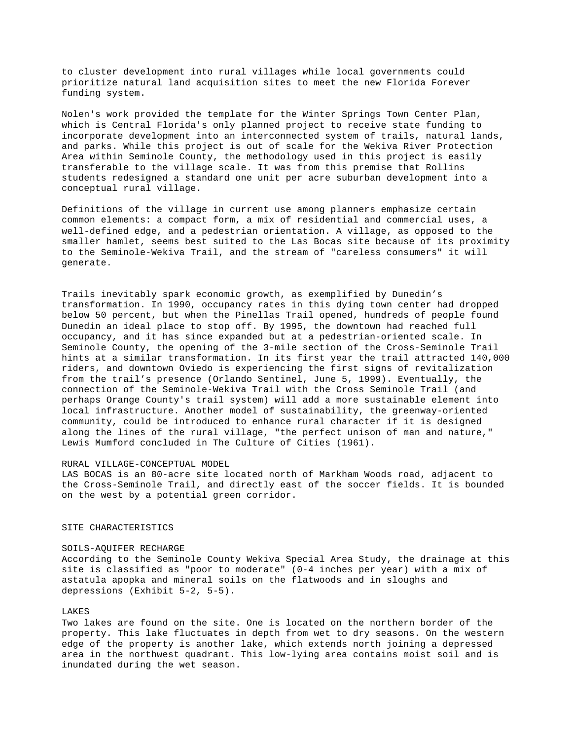to cluster development into rural villages while local governments could prioritize natural land acquisition sites to meet the new Florida Forever funding system.

Nolen's work provided the template for the Winter Springs Town Center Plan, which is Central Florida's only planned project to receive state funding to incorporate development into an interconnected system of trails, natural lands, and parks. While this project is out of scale for the Wekiva River Protection Area within Seminole County, the methodology used in this project is easily transferable to the village scale. It was from this premise that Rollins students redesigned a standard one unit per acre suburban development into a conceptual rural village.

Definitions of the village in current use among planners emphasize certain common elements: a compact form, a mix of residential and commercial uses, a well-defined edge, and a pedestrian orientation. A village, as opposed to the smaller hamlet, seems best suited to the Las Bocas site because of its proximity to the Seminole-Wekiva Trail, and the stream of "careless consumers" it will generate.

Trails inevitably spark economic growth, as exemplified by Dunedin's transformation. In 1990, occupancy rates in this dying town center had dropped below 50 percent, but when the Pinellas Trail opened, hundreds of people found Dunedin an ideal place to stop off. By 1995, the downtown had reached full occupancy, and it has since expanded but at a pedestrian-oriented scale. In Seminole County, the opening of the 3-mile section of the Cross-Seminole Trail hints at a similar transformation. In its first year the trail attracted 140,000 riders, and downtown Oviedo is experiencing the first signs of revitalization from the trail's presence (Orlando Sentinel, June 5, 1999). Eventually, the connection of the Seminole-Wekiva Trail with the Cross Seminole Trail (and perhaps Orange County's trail system) will add a more sustainable element into local infrastructure. Another model of sustainability, the greenway-oriented community, could be introduced to enhance rural character if it is designed along the lines of the rural village, "the perfect unison of man and nature," Lewis Mumford concluded in The Culture of Cities (1961).

## RURAL VILLAGE-CONCEPTUAL MODEL

LAS BOCAS is an 80-acre site located north of Markham Woods road, adjacent to the Cross-Seminole Trail, and directly east of the soccer fields. It is bounded on the west by a potential green corridor.

## SITE CHARACTERISTICS

### SOILS-AQUIFER RECHARGE

According to the Seminole County Wekiva Special Area Study, the drainage at this site is classified as "poor to moderate" (0-4 inches per year) with a mix of astatula apopka and mineral soils on the flatwoods and in sloughs and depressions (Exhibit 5-2, 5-5).

### LAKES

Two lakes are found on the site. One is located on the northern border of the property. This lake fluctuates in depth from wet to dry seasons. On the western edge of the property is another lake, which extends north joining a depressed area in the northwest quadrant. This low-lying area contains moist soil and is inundated during the wet season.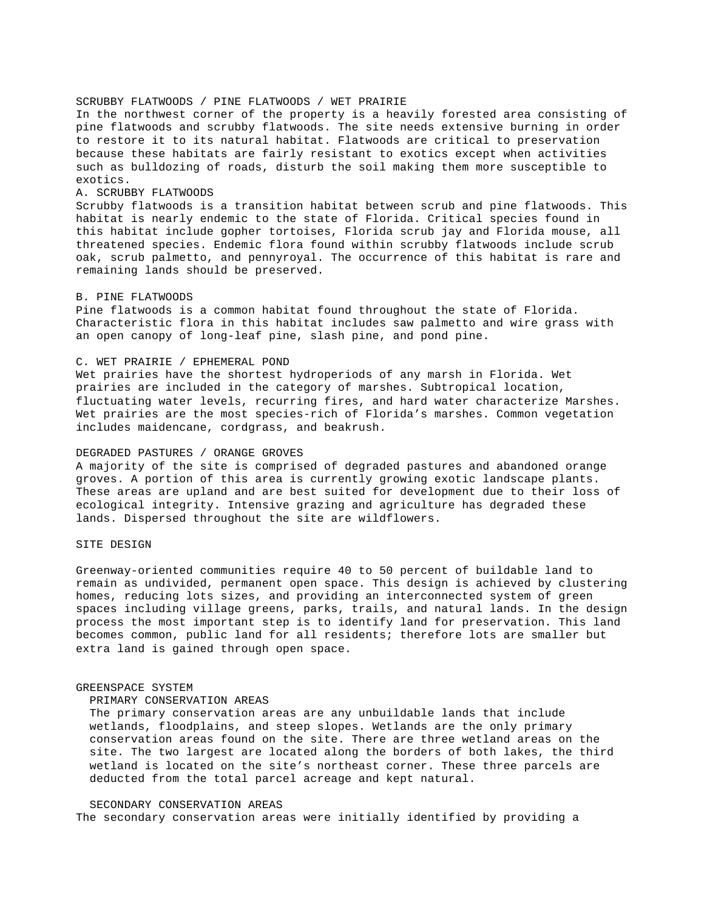## SCRUBBY FLATWOODS / PINE FLATWOODS / WET PRAIRIE

In the northwest corner of the property is a heavily forested area consisting of pine flatwoods and scrubby flatwoods. The site needs extensive burning in order to restore it to its natural habitat. Flatwoods are critical to preservation because these habitats are fairly resistant to exotics except when activities such as bulldozing of roads, disturb the soil making them more susceptible to exotics.

### A. SCRUBBY FLATWOODS

Scrubby flatwoods is a transition habitat between scrub and pine flatwoods. This habitat is nearly endemic to the state of Florida. Critical species found in this habitat include gopher tortoises, Florida scrub jay and Florida mouse, all threatened species. Endemic flora found within scrubby flatwoods include scrub oak, scrub palmetto, and pennyroyal. The occurrence of this habitat is rare and remaining lands should be preserved.

### B. PINE FLATWOODS

Pine flatwoods is a common habitat found throughout the state of Florida. Characteristic flora in this habitat includes saw palmetto and wire grass with an open canopy of long-leaf pine, slash pine, and pond pine.

### C. WET PRAIRIE / EPHEMERAL POND

Wet prairies have the shortest hydroperiods of any marsh in Florida. Wet prairies are included in the category of marshes. Subtropical location, fluctuating water levels, recurring fires, and hard water characterize Marshes. Wet prairies are the most species-rich of Florida's marshes. Common vegetation includes maidencane, cordgrass, and beakrush.

## DEGRADED PASTURES / ORANGE GROVES

A majority of the site is comprised of degraded pastures and abandoned orange groves. A portion of this area is currently growing exotic landscape plants. These areas are upland and are best suited for development due to their loss of ecological integrity. Intensive grazing and agriculture has degraded these lands. Dispersed throughout the site are wildflowers.

## SITE DESIGN

Greenway-oriented communities require 40 to 50 percent of buildable land to remain as undivided, permanent open space. This design is achieved by clustering homes, reducing lots sizes, and providing an interconnected system of green spaces including village greens, parks, trails, and natural lands. In the design process the most important step is to identify land for preservation. This land becomes common, public land for all residents; therefore lots are smaller but extra land is gained through open space.

## GREENSPACE SYSTEM

### PRIMARY CONSERVATION AREAS

The primary conservation areas are any unbuildable lands that include wetlands, floodplains, and steep slopes. Wetlands are the only primary conservation areas found on the site. There are three wetland areas on the site. The two largest are located along the borders of both lakes, the third wetland is located on the site's northeast corner. These three parcels are deducted from the total parcel acreage and kept natural.

### SECONDARY CONSERVATION AREAS

The secondary conservation areas were initially identified by providing a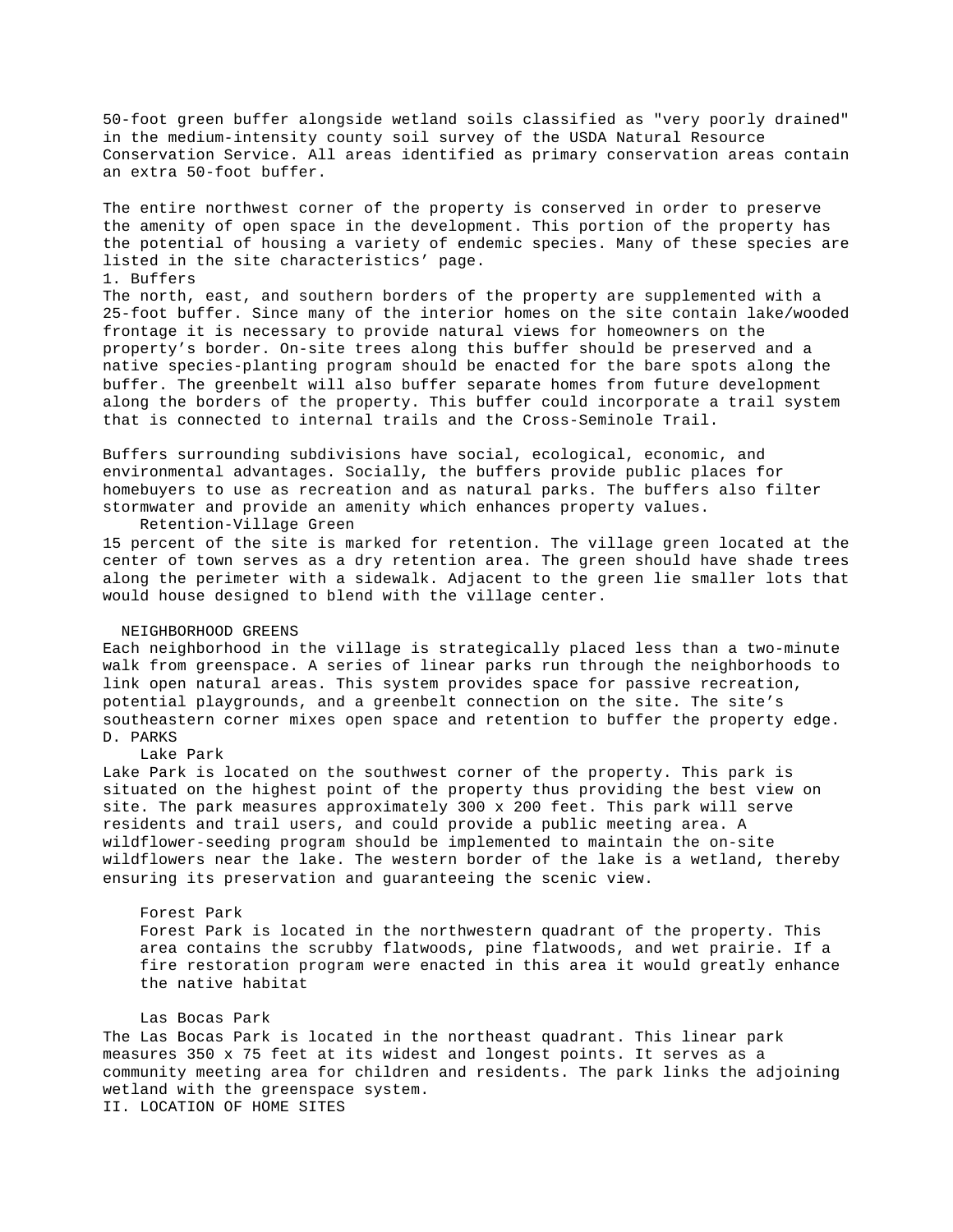50-foot green buffer alongside wetland soils classified as "very poorly drained" in the medium-intensity county soil survey of the USDA Natural Resource Conservation Service. All areas identified as primary conservation areas contain an extra 50-foot buffer.

The entire northwest corner of the property is conserved in order to preserve the amenity of open space in the development. This portion of the property has the potential of housing a variety of endemic species. Many of these species are listed in the site characteristics' page.

1. Buffers

The north, east, and southern borders of the property are supplemented with a 25-foot buffer. Since many of the interior homes on the site contain lake/wooded frontage it is necessary to provide natural views for homeowners on the property's border. On-site trees along this buffer should be preserved and a native species-planting program should be enacted for the bare spots along the buffer. The greenbelt will also buffer separate homes from future development along the borders of the property. This buffer could incorporate a trail system that is connected to internal trails and the Cross-Seminole Trail.

Buffers surrounding subdivisions have social, ecological, economic, and environmental advantages. Socially, the buffers provide public places for homebuyers to use as recreation and as natural parks. The buffers also filter stormwater and provide an amenity which enhances property values.

Retention-Village Green

15 percent of the site is marked for retention. The village green located at the center of town serves as a dry retention area. The green should have shade trees along the perimeter with a sidewalk. Adjacent to the green lie smaller lots that would house designed to blend with the village center.

NEIGHBORHOOD GREENS

Each neighborhood in the village is strategically placed less than a two-minute walk from greenspace. A series of linear parks run through the neighborhoods to link open natural areas. This system provides space for passive recreation, potential playgrounds, and a greenbelt connection on the site. The site's southeastern corner mixes open space and retention to buffer the property edge.

D. PARKS

Lake Park

Lake Park is located on the southwest corner of the property. This park is situated on the highest point of the property thus providing the best view on site. The park measures approximately 300 x 200 feet. This park will serve residents and trail users, and could provide a public meeting area. A wildflower-seeding program should be implemented to maintain the on-site wildflowers near the lake. The western border of the lake is a wetland, thereby ensuring its preservation and guaranteeing the scenic view.

Forest Park

Forest Park is located in the northwestern quadrant of the property. This area contains the scrubby flatwoods, pine flatwoods, and wet prairie. If a fire restoration program were enacted in this area it would greatly enhance the native habitat

Las Bocas Park

The Las Bocas Park is located in the northeast quadrant. This linear park measures 350 x 75 feet at its widest and longest points. It serves as a community meeting area for children and residents. The park links the adjoining wetland with the greenspace system.

II. LOCATION OF HOME SITES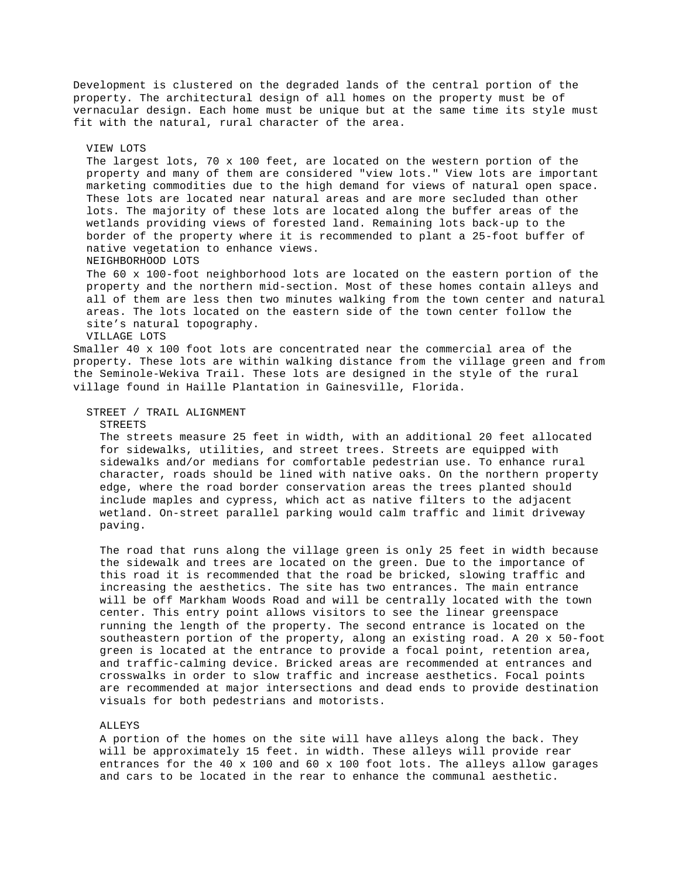Development is clustered on the degraded lands of the central portion of the property. The architectural design of all homes on the property must be of vernacular design. Each home must be unique but at the same time its style must fit with the natural, rural character of the area.

### VIEW LOTS

The largest lots, 70 x 100 feet, are located on the western portion of the property and many of them are considered "view lots." View lots are important marketing commodities due to the high demand for views of natural open space. These lots are located near natural areas and are more secluded than other lots. The majority of these lots are located along the buffer areas of the wetlands providing views of forested land. Remaining lots back-up to the border of the property where it is recommended to plant a 25-foot buffer of native vegetation to enhance views.

### NEIGHBORHOOD LOTS

The 60 x 100-foot neighborhood lots are located on the eastern portion of the property and the northern mid-section. Most of these homes contain alleys and all of them are less then two minutes walking from the town center and natural areas. The lots located on the eastern side of the town center follow the site's natural topography.

### VILLAGE LOTS

Smaller 40 x 100 foot lots are concentrated near the commercial area of the property. These lots are within walking distance from the village green and from the Seminole-Wekiva Trail. These lots are designed in the style of the rural village found in Haille Plantation in Gainesville, Florida.

## STREET / TRAIL ALIGNMENT

### STREETS

The streets measure 25 feet in width, with an additional 20 feet allocated for sidewalks, utilities, and street trees. Streets are equipped with sidewalks and/or medians for comfortable pedestrian use. To enhance rural character, roads should be lined with native oaks. On the northern property edge, where the road border conservation areas the trees planted should include maples and cypress, which act as native filters to the adjacent wetland. On-street parallel parking would calm traffic and limit driveway paving.

The road that runs along the village green is only 25 feet in width because the sidewalk and trees are located on the green. Due to the importance of this road it is recommended that the road be bricked, slowing traffic and increasing the aesthetics. The site has two entrances. The main entrance will be off Markham Woods Road and will be centrally located with the town center. This entry point allows visitors to see the linear greenspace running the length of the property. The second entrance is located on the southeastern portion of the property, along an existing road. A 20 x 50-foot green is located at the entrance to provide a focal point, retention area, and traffic-calming device. Bricked areas are recommended at entrances and crosswalks in order to slow traffic and increase aesthetics. Focal points are recommended at major intersections and dead ends to provide destination visuals for both pedestrians and motorists.

### ALLEYS

A portion of the homes on the site will have alleys along the back. They will be approximately 15 feet. in width. These alleys will provide rear entrances for the 40 x 100 and 60 x 100 foot lots. The alleys allow garages and cars to be located in the rear to enhance the communal aesthetic.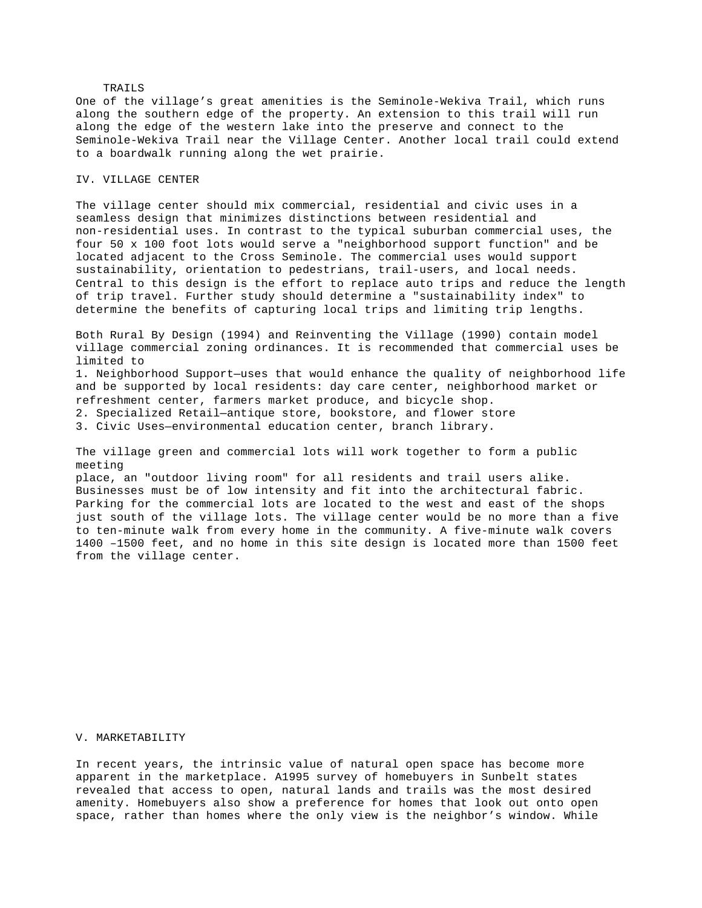### TRAILS

One of the village's great amenities is the Seminole-Wekiva Trail, which runs along the southern edge of the property. An extension to this trail will run along the edge of the western lake into the preserve and connect to the Seminole-Wekiva Trail near the Village Center. Another local trail could extend to a boardwalk running along the wet prairie.

## IV. VILLAGE CENTER

The village center should mix commercial, residential and civic uses in a seamless design that minimizes distinctions between residential and non-residential uses. In contrast to the typical suburban commercial uses, the four 50 x 100 foot lots would serve a "neighborhood support function" and be located adjacent to the Cross Seminole. The commercial uses would support sustainability, orientation to pedestrians, trail-users, and local needs. Central to this design is the effort to replace auto trips and reduce the length of trip travel. Further study should determine a "sustainability index" to determine the benefits of capturing local trips and limiting trip lengths.

Both Rural By Design (1994) and Reinventing the Village (1990) contain model village commercial zoning ordinances. It is recommended that commercial uses be limited to

1. Neighborhood Support—uses that would enhance the quality of neighborhood life and be supported by local residents: day care center, neighborhood market or refreshment center, farmers market produce, and bicycle shop.
2. Specialized Retail—antique store, bookstore, and flower store
3. Civic Uses—environmental education center, branch library.

The village green and commercial lots will work together to form a public meeting place, an "outdoor living room" for all residents and trail users alike. Businesses must be of low intensity and fit into the architectural fabric. Parking for the commercial lots are located to the west and east of the shops just south of the village lots. The village center would be no more than a five to ten-minute walk from every home in the community. A five-minute walk covers 1400 –1500 feet, and no home in this site design is located more than 1500 feet from the village center.

## V. MARKETABILITY

In recent years, the intrinsic value of natural open space has become more apparent in the marketplace. A1995 survey of homebuyers in Sunbelt states revealed that access to open, natural lands and trails was the most desired amenity. Homebuyers also show a preference for homes that look out onto open space, rather than homes where the only view is the neighbor's window. While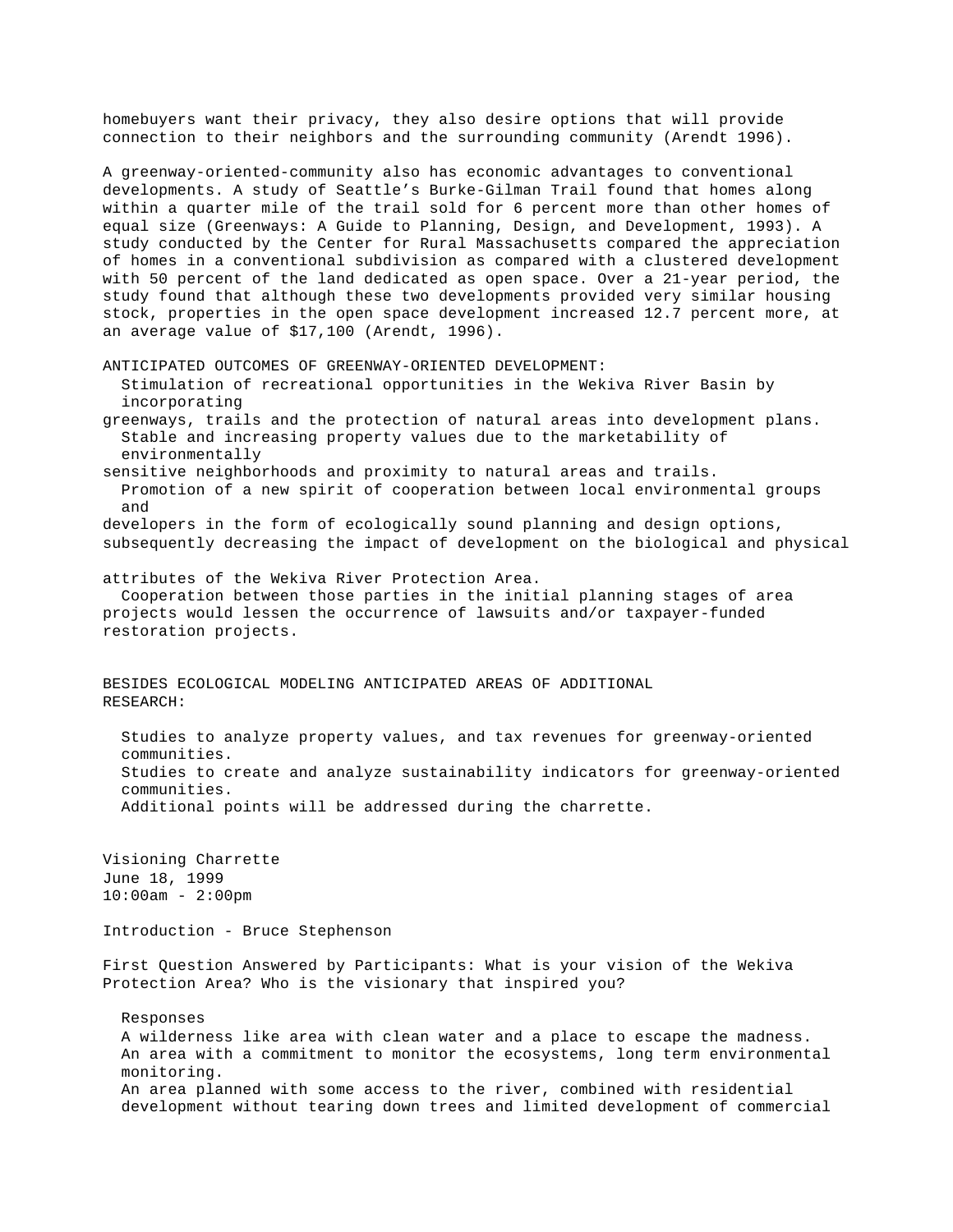homebuyers want their privacy, they also desire options that will provide connection to their neighbors and the surrounding community (Arendt 1996).

A greenway-oriented-community also has economic advantages to conventional developments. A study of Seattle's Burke-Gilman Trail found that homes along within a quarter mile of the trail sold for 6 percent more than other homes of equal size (Greenways: A Guide to Planning, Design, and Development, 1993). A study conducted by the Center for Rural Massachusetts compared the appreciation of homes in a conventional subdivision as compared with a clustered development with 50 percent of the land dedicated as open space. Over a 21-year period, the study found that although these two developments provided very similar housing stock, properties in the open space development increased 12.7 percent more, at an average value of $17,100 (Arendt, 1996).

ANTICIPATED OUTCOMES OF GREENWAY-ORIENTED DEVELOPMENT:

- Stimulation of recreational opportunities in the Wekiva River Basin by incorporating greenways, trails and the protection of natural areas into development plans.
- Stable and increasing property values due to the marketability of environmentally sensitive neighborhoods and proximity to natural areas and trails.
- Promotion of a new spirit of cooperation between local environmental groups and developers in the form of ecologically sound planning and design options, subsequently decreasing the impact of development on the biological and physical attributes of the Wekiva River Protection Area.
- Cooperation between those parties in the initial planning stages of area projects would lessen the occurrence of lawsuits and/or taxpayer-funded restoration projects.

BESIDES ECOLOGICAL MODELING ANTICIPATED AREAS OF ADDITIONAL RESEARCH:

- Studies to analyze property values, and tax revenues for greenway-oriented communities.
- Studies to create and analyze sustainability indicators for greenway-oriented communities.
- Additional points will be addressed during the charrette.

Visioning Charrette
June 18, 1999
10:00am - 2:00pm

Introduction - Bruce Stephenson

First Question Answered by Participants: What is your vision of the Wekiva Protection Area? Who is the visionary that inspired you?

Responses

- A wilderness like area with clean water and a place to escape the madness.
- An area with a commitment to monitor the ecosystems, long term environmental monitoring.
- An area planned with some access to the river, combined with residential development without tearing down trees and limited development of commercial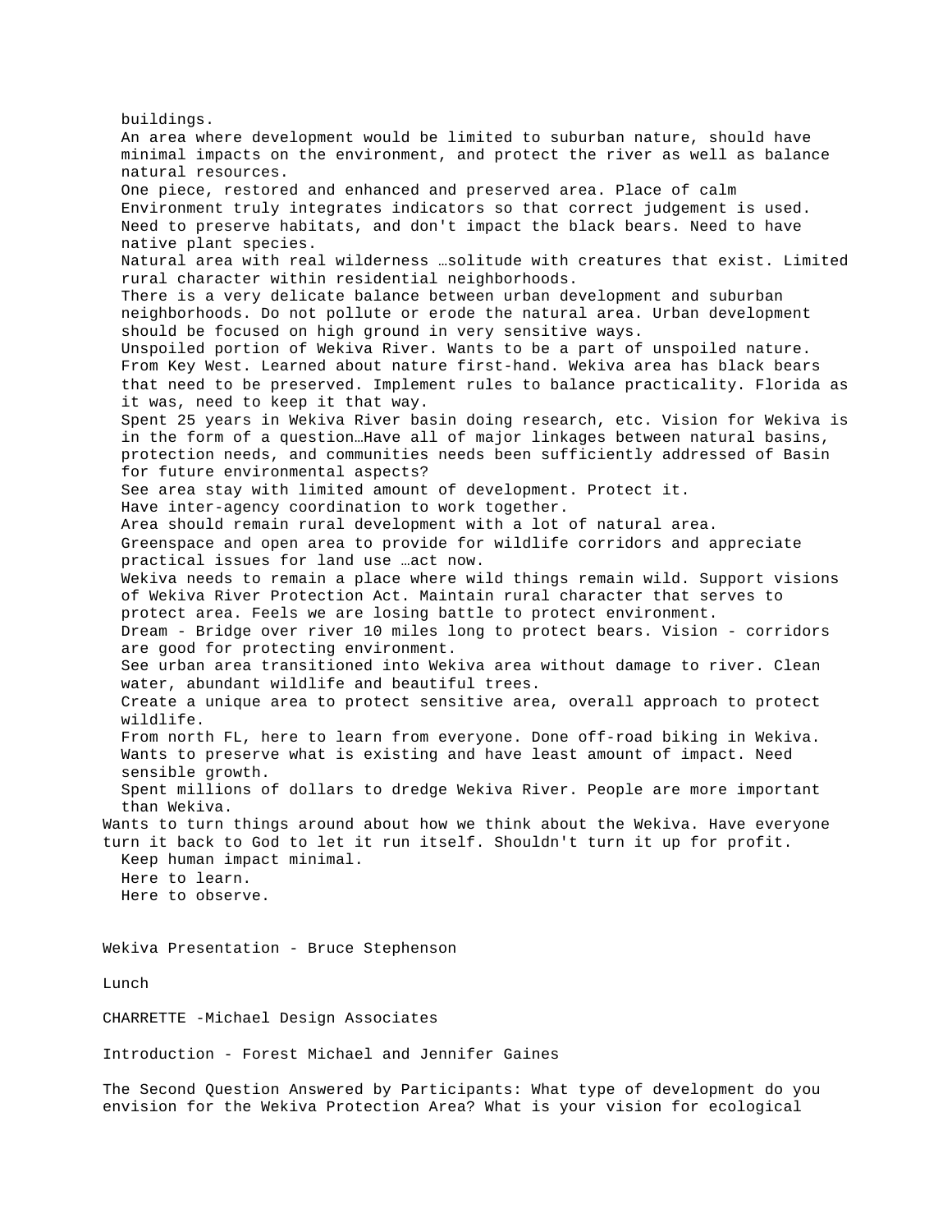buildings.

An area where development would be limited to suburban nature, should have minimal impacts on the environment, and protect the river as well as balance natural resources.

One piece, restored and enhanced and preserved area. Place of calm

Environment truly integrates indicators so that correct judgement is used.

Need to preserve habitats, and don't impact the black bears. Need to have native plant species.

Natural area with real wilderness …solitude with creatures that exist. Limited rural character within residential neighborhoods.

There is a very delicate balance between urban development and suburban neighborhoods. Do not pollute or erode the natural area. Urban development should be focused on high ground in very sensitive ways.

Unspoiled portion of Wekiva River. Wants to be a part of unspoiled nature.

From Key West. Learned about nature first-hand. Wekiva area has black bears that need to be preserved. Implement rules to balance practicality. Florida as it was, need to keep it that way.

Spent 25 years in Wekiva River basin doing research, etc. Vision for Wekiva is in the form of a question…Have all of major linkages between natural basins, protection needs, and communities needs been sufficiently addressed of Basin for future environmental aspects?

See area stay with limited amount of development. Protect it.

Have inter-agency coordination to work together.

Area should remain rural development with a lot of natural area.

Greenspace and open area to provide for wildlife corridors and appreciate practical issues for land use …act now.

Wekiva needs to remain a place where wild things remain wild. Support visions of Wekiva River Protection Act. Maintain rural character that serves to protect area. Feels we are losing battle to protect environment.

Dream - Bridge over river 10 miles long to protect bears. Vision - corridors are good for protecting environment.

See urban area transitioned into Wekiva area without damage to river. Clean water, abundant wildlife and beautiful trees.

Create a unique area to protect sensitive area, overall approach to protect wildlife.

From north FL, here to learn from everyone. Done off-road biking in Wekiva.

Wants to preserve what is existing and have least amount of impact. Need sensible growth.

Spent millions of dollars to dredge Wekiva River. People are more important than Wekiva.

Wants to turn things around about how we think about the Wekiva. Have everyone turn it back to God to let it run itself. Shouldn't turn it up for profit.

Keep human impact minimal.

Here to learn.

Here to observe.

Wekiva Presentation - Bruce Stephenson

Lunch

CHARRETTE -Michael Design Associates

Introduction - Forest Michael and Jennifer Gaines

The Second Question Answered by Participants: What type of development do you envision for the Wekiva Protection Area? What is your vision for ecological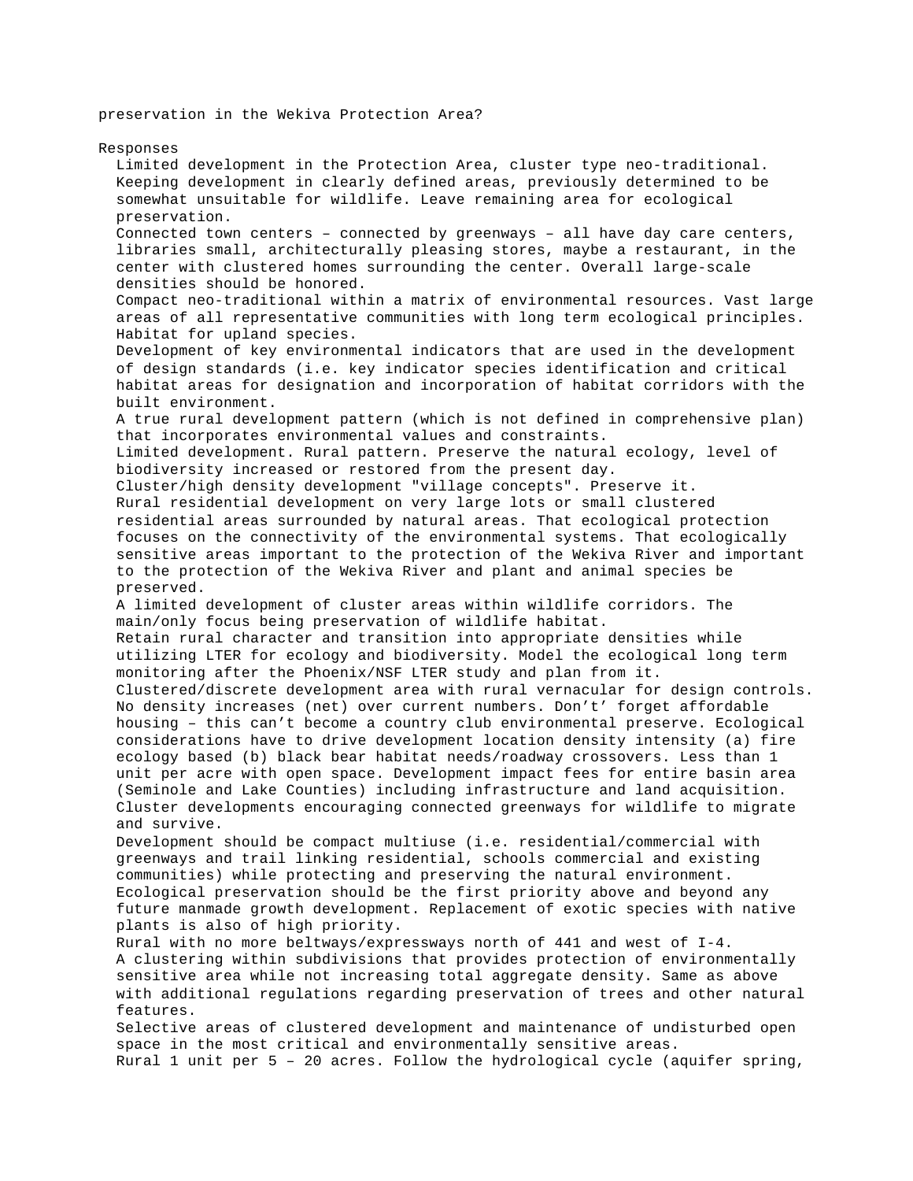preservation in the Wekiva Protection Area?

Responses

- Limited development in the Protection Area, cluster type neo-traditional. Keeping development in clearly defined areas, previously determined to be somewhat unsuitable for wildlife. Leave remaining area for ecological preservation.
- Connected town centers – connected by greenways – all have day care centers, libraries small, architecturally pleasing stores, maybe a restaurant, in the center with clustered homes surrounding the center. Overall large-scale densities should be honored.
- Compact neo-traditional within a matrix of environmental resources. Vast large areas of all representative communities with long term ecological principles. Habitat for upland species.
- Development of key environmental indicators that are used in the development of design standards (i.e. key indicator species identification and critical habitat areas for designation and incorporation of habitat corridors with the built environment.
- A true rural development pattern (which is not defined in comprehensive plan) that incorporates environmental values and constraints.
- Limited development. Rural pattern. Preserve the natural ecology, level of biodiversity increased or restored from the present day.
- Cluster/high density development "village concepts". Preserve it.
- Rural residential development on very large lots or small clustered residential areas surrounded by natural areas. That ecological protection focuses on the connectivity of the environmental systems. That ecologically sensitive areas important to the protection of the Wekiva River and important to the protection of the Wekiva River and plant and animal species be preserved.
- A limited development of cluster areas within wildlife corridors. The main/only focus being preservation of wildlife habitat.
- Retain rural character and transition into appropriate densities while utilizing LTER for ecology and biodiversity. Model the ecological long term monitoring after the Phoenix/NSF LTER study and plan from it.
- Clustered/discrete development area with rural vernacular for design controls. No density increases (net) over current numbers. Don't' forget affordable housing – this can't become a country club environmental preserve. Ecological considerations have to drive development location density intensity (a) fire ecology based (b) black bear habitat needs/roadway crossovers. Less than 1 unit per acre with open space. Development impact fees for entire basin area (Seminole and Lake Counties) including infrastructure and land acquisition.
- Cluster developments encouraging connected greenways for wildlife to migrate and survive.
- Development should be compact multiuse (i.e. residential/commercial with greenways and trail linking residential, schools commercial and existing communities) while protecting and preserving the natural environment.
- Ecological preservation should be the first priority above and beyond any future manmade growth development. Replacement of exotic species with native plants is also of high priority.
- Rural with no more beltways/expressways north of 441 and west of I-4.
- A clustering within subdivisions that provides protection of environmentally sensitive area while not increasing total aggregate density. Same as above with additional regulations regarding preservation of trees and other natural features.
- Selective areas of clustered development and maintenance of undisturbed open space in the most critical and environmentally sensitive areas.
- Rural 1 unit per 5 – 20 acres. Follow the hydrological cycle (aquifer spring,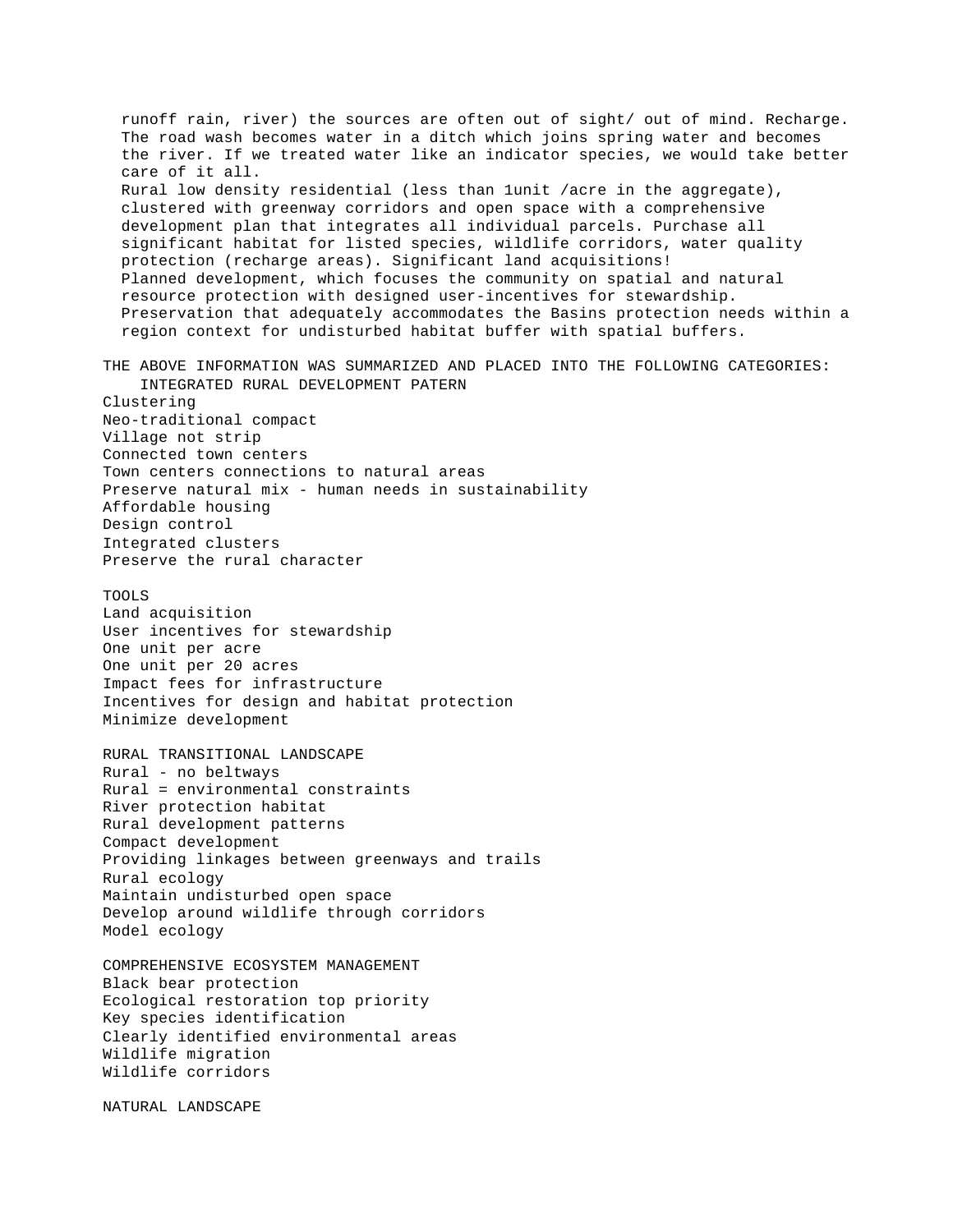runoff rain, river) the sources are often out of sight/ out of mind. Recharge. The road wash becomes water in a ditch which joins spring water and becomes the river. If we treated water like an indicator species, we would take better care of it all.

Rural low density residential (less than 1unit /acre in the aggregate), clustered with greenway corridors and open space with a comprehensive development plan that integrates all individual parcels. Purchase all significant habitat for listed species, wildlife corridors, water quality protection (recharge areas). Significant land acquisitions!

Planned development, which focuses the community on spatial and natural resource protection with designed user-incentives for stewardship.

Preservation that adequately accommodates the Basins protection needs within a region context for undisturbed habitat buffer with spatial buffers.

THE ABOVE INFORMATION WAS SUMMARIZED AND PLACED INTO THE FOLLOWING CATEGORIES:

INTEGRATED RURAL DEVELOPMENT PATERN

Clustering
Neo-traditional compact
Village not strip
Connected town centers
Town centers connections to natural areas
Preserve natural mix - human needs in sustainability
Affordable housing
Design control
Integrated clusters
Preserve the rural character

TOOLS

Land acquisition
User incentives for stewardship
One unit per acre
One unit per 20 acres
Impact fees for infrastructure
Incentives for design and habitat protection
Minimize development

RURAL TRANSITIONAL LANDSCAPE

Rural - no beltways
Rural = environmental constraints
River protection habitat
Rural development patterns
Compact development
Providing linkages between greenways and trails
Rural ecology
Maintain undisturbed open space
Develop around wildlife through corridors
Model ecology

COMPREHENSIVE ECOSYSTEM MANAGEMENT

Black bear protection
Ecological restoration top priority
Key species identification
Clearly identified environmental areas
Wildlife migration
Wildlife corridors

NATURAL LANDSCAPE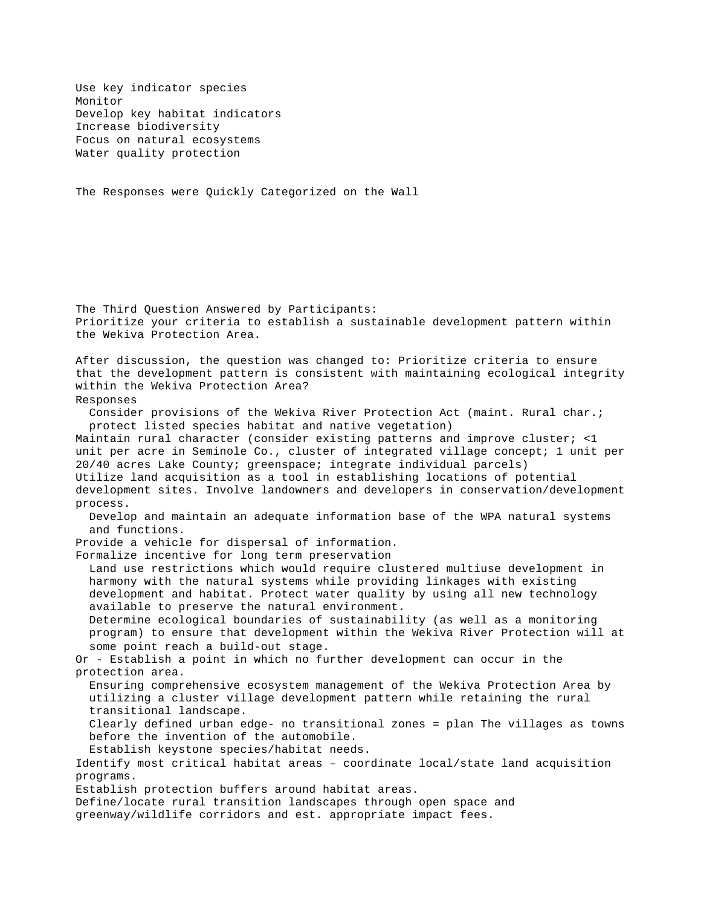Use key indicator species
Monitor
Develop key habitat indicators
Increase biodiversity
Focus on natural ecosystems
Water quality protection

The Responses were Quickly Categorized on the Wall

The Third Question Answered by Participants:
Prioritize your criteria to establish a sustainable development pattern within the Wekiva Protection Area.

After discussion, the question was changed to: Prioritize criteria to ensure that the development pattern is consistent with maintaining ecological integrity within the Wekiva Protection Area?

Responses

- Consider provisions of the Wekiva River Protection Act (maint. Rural char.; protect listed species habitat and native vegetation)

Maintain rural character (consider existing patterns and improve cluster; <1 unit per acre in Seminole Co., cluster of integrated village concept; 1 unit per 20/40 acres Lake County; greenspace; integrate individual parcels)

Utilize land acquisition as a tool in establishing locations of potential development sites. Involve landowners and developers in conservation/development process.

- Develop and maintain an adequate information base of the WPA natural systems and functions.

Provide a vehicle for dispersal of information.

Formalize incentive for long term preservation

- Land use restrictions which would require clustered multiuse development in harmony with the natural systems while providing linkages with existing development and habitat. Protect water quality by using all new technology available to preserve the natural environment.
- Determine ecological boundaries of sustainability (as well as a monitoring program) to ensure that development within the Wekiva River Protection will at some point reach a build-out stage.

Or - Establish a point in which no further development can occur in the protection area.

- Ensuring comprehensive ecosystem management of the Wekiva Protection Area by utilizing a cluster village development pattern while retaining the rural transitional landscape.
- Clearly defined urban edge- no transitional zones = plan The villages as towns before the invention of the automobile.
- Establish keystone species/habitat needs.

Identify most critical habitat areas – coordinate local/state land acquisition programs.

Establish protection buffers around habitat areas.

Define/locate rural transition landscapes through open space and greenway/wildlife corridors and est. appropriate impact fees.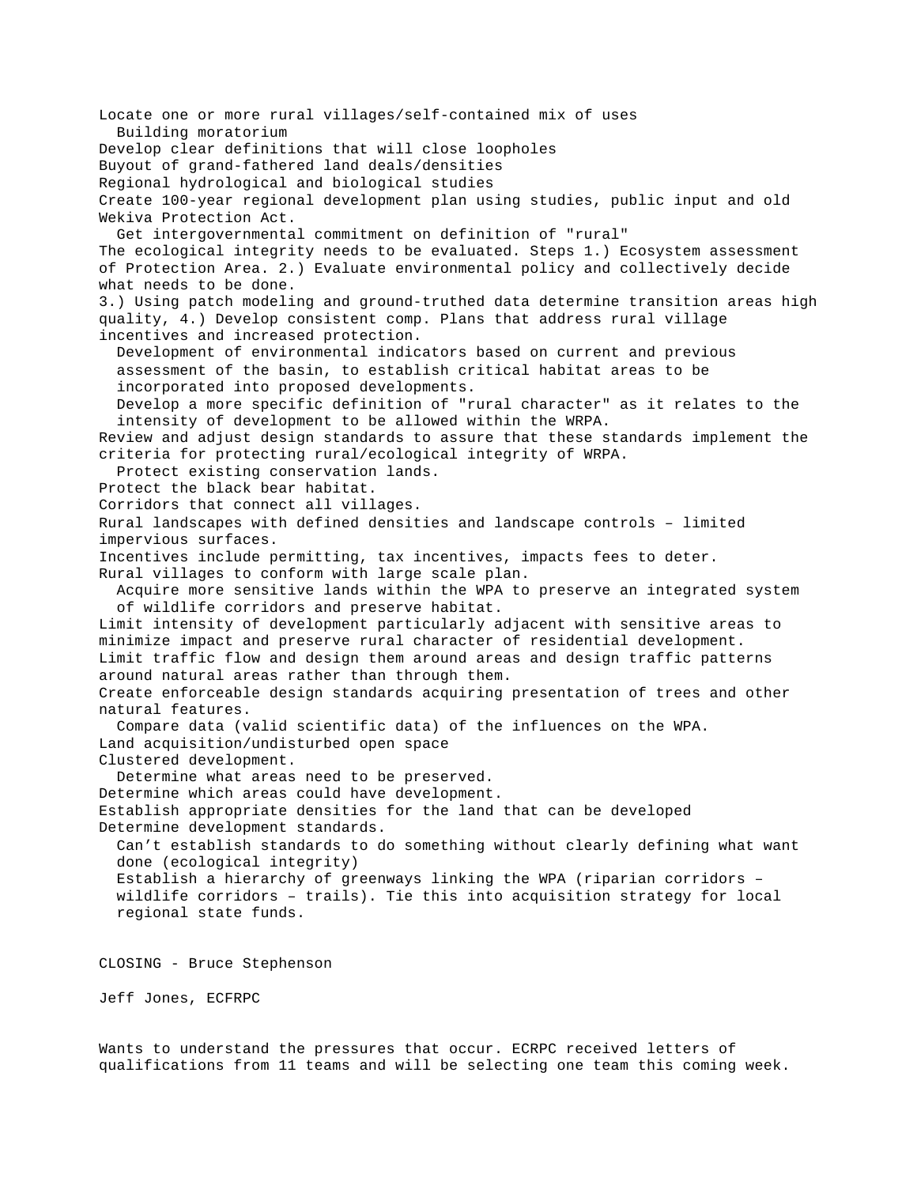Locate one or more rural villages/self-contained mix of uses

Building moratorium

Develop clear definitions that will close loopholes

Buyout of grand-fathered land deals/densities

Regional hydrological and biological studies

Create 100-year regional development plan using studies, public input and old Wekiva Protection Act.

Get intergovernmental commitment on definition of "rural"

The ecological integrity needs to be evaluated. Steps 1.) Ecosystem assessment of Protection Area. 2.) Evaluate environmental policy and collectively decide what needs to be done.
3.) Using patch modeling and ground-truthed data determine transition areas high quality, 4.) Develop consistent comp. Plans that address rural village incentives and increased protection.

Development of environmental indicators based on current and previous assessment of the basin, to establish critical habitat areas to be incorporated into proposed developments.

Develop a more specific definition of "rural character" as it relates to the intensity of development to be allowed within the WRPA.

Review and adjust design standards to assure that these standards implement the criteria for protecting rural/ecological integrity of WRPA.

Protect existing conservation lands.

Protect the black bear habitat.

Corridors that connect all villages.

Rural landscapes with defined densities and landscape controls – limited impervious surfaces.

Incentives include permitting, tax incentives, impacts fees to deter.

Rural villages to conform with large scale plan.

Acquire more sensitive lands within the WPA to preserve an integrated system of wildlife corridors and preserve habitat.

Limit intensity of development particularly adjacent with sensitive areas to minimize impact and preserve rural character of residential development.

Limit traffic flow and design them around areas and design traffic patterns around natural areas rather than through them.

Create enforceable design standards acquiring presentation of trees and other natural features.

Compare data (valid scientific data) of the influences on the WPA.

Land acquisition/undisturbed open space

Clustered development.

Determine what areas need to be preserved.

Determine which areas could have development.

Establish appropriate densities for the land that can be developed

Determine development standards.

Can't establish standards to do something without clearly defining what want done (ecological integrity)

Establish a hierarchy of greenways linking the WPA (riparian corridors – wildlife corridors – trails). Tie this into acquisition strategy for local regional state funds.

CLOSING - Bruce Stephenson

Jeff Jones, ECFRPC

Wants to understand the pressures that occur. ECRPC received letters of qualifications from 11 teams and will be selecting one team this coming week.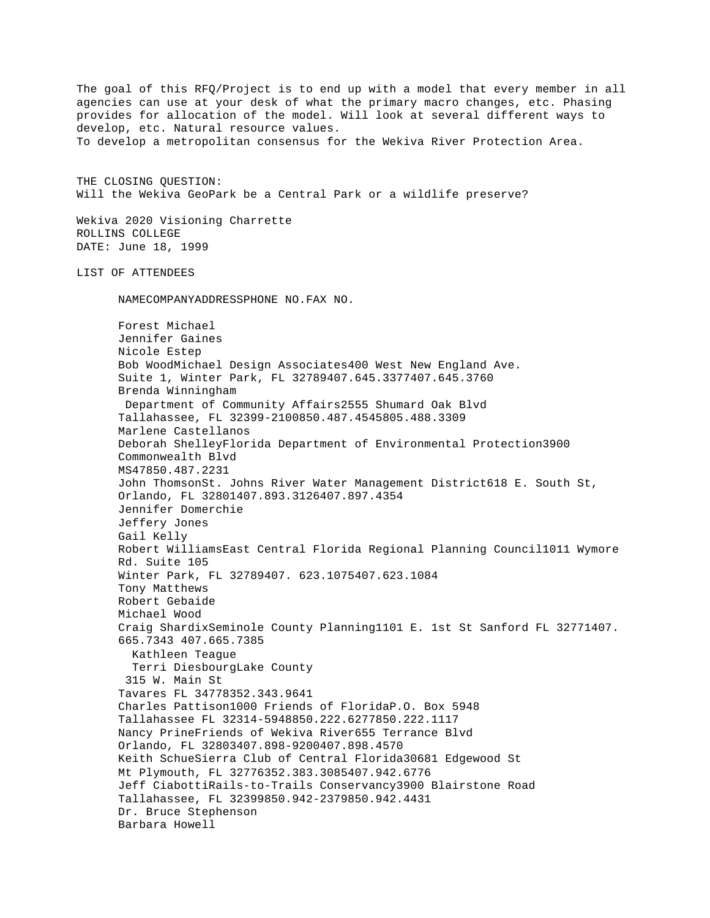The goal of this RFQ/Project is to end up with a model that every member in all agencies can use at your desk of what the primary macro changes, etc. Phasing provides for allocation of the model. Will look at several different ways to develop, etc. Natural resource values.
To develop a metropolitan consensus for the Wekiva River Protection Area.

THE CLOSING QUESTION:
Will the Wekiva GeoPark be a Central Park or a wildlife preserve?

Wekiva 2020 Visioning Charrette
ROLLINS COLLEGE
DATE: June 18, 1999

LIST OF ATTENDEES

| NAME | COMPANY | ADDRESS | PHONE NO. | FAX NO. |
| --- | --- | --- | --- | --- |
| Forest Michael | | | | |
| Jennifer Gaines | | | | |
| Nicole Estep | | | | |
| Bob Wood | Michael Design Associates | 400 West New England Ave. Suite 1, Winter Park, FL 32789 | 407.645.3377 | 407.645.3760 |
| Brenda Winningham | Department of Community Affairs | 2555 Shumard Oak Blvd Tallahassee, FL 32399-2100 | 850.487.4545 | 805.488.3309 |
| Marlene Castellanos | | | | |
| Deborah Shelley | Florida Department of Environmental Protection | 3900 Commonwealth Blvd MS47 | 850.487.2231 | |
| John Thomson | St. Johns River Water Management District | 618 E. South St, Orlando, FL 32801 | 407.893.3126 | 407.897.4354 |
| Jennifer Domerchie | | | | |
| Jeffery Jones | | | | |
| Gail Kelly | | | | |
| Robert Williams | East Central Florida Regional Planning Council | 1011 Wymore Rd. Suite 105 Winter Park, FL 32789 | 407. 623.1075 | 407.623.1084 |
| Tony Matthews | | | | |
| Robert Gebaide | | | | |
| Michael Wood | | | | |
| Craig Shardix | Seminole County Planning | 1101 E. 1st St Sanford FL 32771 | 407. 665.7343 | 407.665.7385 |
| Kathleen Teague | | | | |
| Terri Diesbourg | Lake County | 315 W. Main St Tavares FL 34778 | 352.343.9641 | |
| Charles Pattison | 1000 Friends of Florida | P.O. Box 5948 Tallahassee FL 32314-5948 | 850.222.6277 | 850.222.1117 |
| Nancy Prine | Friends of Wekiva River | 655 Terrance Blvd Orlando, FL 32803 | 407.898-9200 | 407.898.4570 |
| Keith Schue | Sierra Club of Central Florida | 30681 Edgewood St Mt Plymouth, FL 32776 | 352.383.3085 | 407.942.6776 |
| Jeff Ciabotti | Rails-to-Trails Conservancy | 3900 Blairstone Road Tallahassee, FL 32399 | 850.942-2379 | 850.942.4431 |
| Dr. Bruce Stephenson | | | | |
| Barbara Howell | | | | |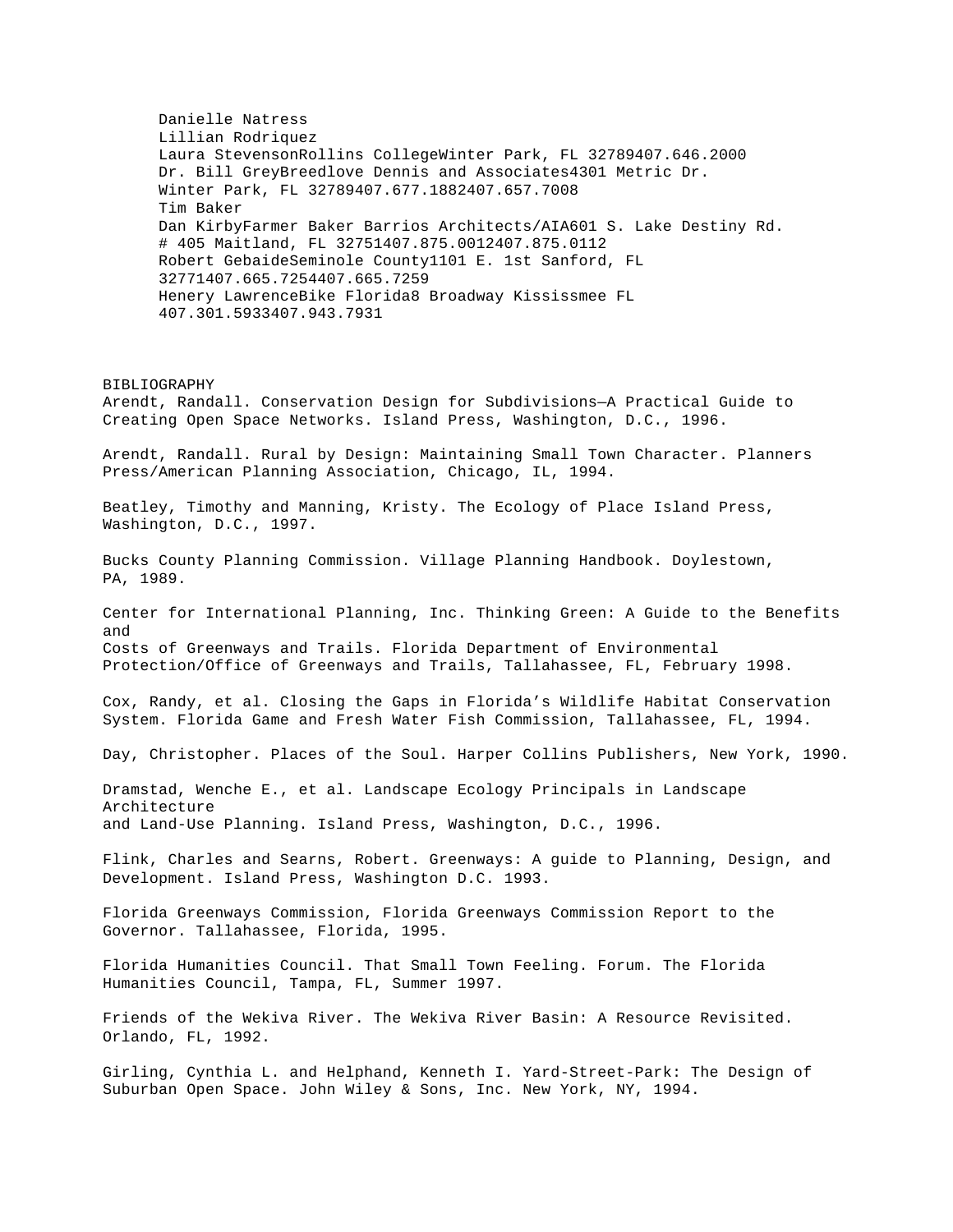Danielle Natress
Lillian Rodriquez
Laura StevensonRollins CollegeWinter Park, FL 32789407.646.2000
Dr. Bill GreyBreedlove Dennis and Associates4301 Metric Dr.
Winter Park, FL 32789407.677.1882407.657.7008
Tim Baker
Dan KirbyFarmer Baker Barrios Architects/AIA601 S. Lake Destiny Rd.
# 405 Maitland, FL 32751407.875.0012407.875.0112
Robert GebaideSeminole County1101 E. 1st Sanford, FL
32771407.665.7254407.665.7259
Henery LawrenceBike Florida8 Broadway Kississmee FL
407.301.5933407.943.7931

BIBLIOGRAPHY

Arendt, Randall. Conservation Design for Subdivisions—A Practical Guide to Creating Open Space Networks. Island Press, Washington, D.C., 1996.

Arendt, Randall. Rural by Design: Maintaining Small Town Character. Planners Press/American Planning Association, Chicago, IL, 1994.

Beatley, Timothy and Manning, Kristy. The Ecology of Place Island Press, Washington, D.C., 1997.

Bucks County Planning Commission. Village Planning Handbook. Doylestown, PA, 1989.

Center for International Planning, Inc. Thinking Green: A Guide to the Benefits and
Costs of Greenways and Trails. Florida Department of Environmental Protection/Office of Greenways and Trails, Tallahassee, FL, February 1998.

Cox, Randy, et al. Closing the Gaps in Florida's Wildlife Habitat Conservation System. Florida Game and Fresh Water Fish Commission, Tallahassee, FL, 1994.

Day, Christopher. Places of the Soul. Harper Collins Publishers, New York, 1990.

Dramstad, Wenche E., et al. Landscape Ecology Principals in Landscape Architecture
and Land-Use Planning. Island Press, Washington, D.C., 1996.

Flink, Charles and Searns, Robert. Greenways: A guide to Planning, Design, and Development. Island Press, Washington D.C. 1993.

Florida Greenways Commission, Florida Greenways Commission Report to the Governor. Tallahassee, Florida, 1995.

Florida Humanities Council. That Small Town Feeling. Forum. The Florida Humanities Council, Tampa, FL, Summer 1997.

Friends of the Wekiva River. The Wekiva River Basin: A Resource Revisited. Orlando, FL, 1992.

Girling, Cynthia L. and Helphand, Kenneth I. Yard-Street-Park: The Design of Suburban Open Space. John Wiley & Sons, Inc. New York, NY, 1994.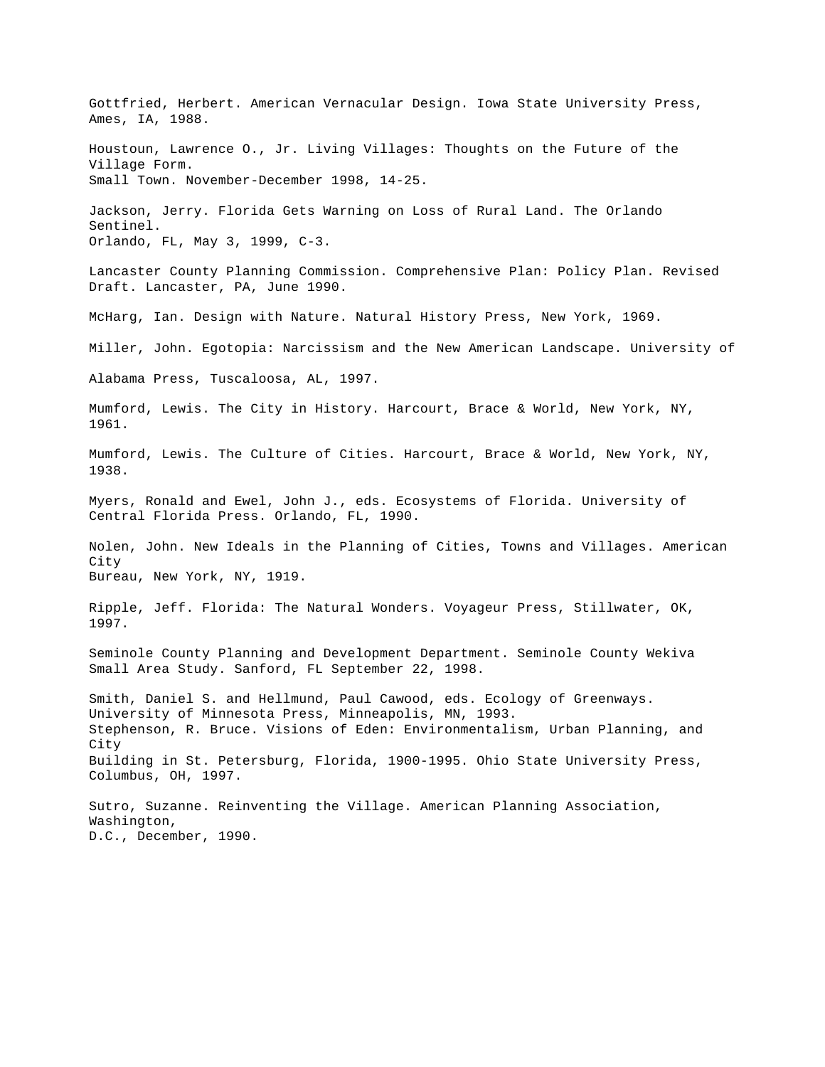Gottfried, Herbert. American Vernacular Design. Iowa State University Press, Ames, IA, 1988.

Houstoun, Lawrence O., Jr. Living Villages: Thoughts on the Future of the Village Form. Small Town. November-December 1998, 14-25.

Jackson, Jerry. Florida Gets Warning on Loss of Rural Land. The Orlando Sentinel. Orlando, FL, May 3, 1999, C-3.

Lancaster County Planning Commission. Comprehensive Plan: Policy Plan. Revised Draft. Lancaster, PA, June 1990.

McHarg, Ian. Design with Nature. Natural History Press, New York, 1969.

Miller, John. Egotopia: Narcissism and the New American Landscape. University of Alabama Press, Tuscaloosa, AL, 1997.

Mumford, Lewis. The City in History. Harcourt, Brace & World, New York, NY, 1961.

Mumford, Lewis. The Culture of Cities. Harcourt, Brace & World, New York, NY, 1938.

Myers, Ronald and Ewel, John J., eds. Ecosystems of Florida. University of Central Florida Press. Orlando, FL, 1990.

Nolen, John. New Ideals in the Planning of Cities, Towns and Villages. American City Bureau, New York, NY, 1919.

Ripple, Jeff. Florida: The Natural Wonders. Voyageur Press, Stillwater, OK, 1997.

Seminole County Planning and Development Department. Seminole County Wekiva Small Area Study. Sanford, FL September 22, 1998.

Smith, Daniel S. and Hellmund, Paul Cawood, eds. Ecology of Greenways. University of Minnesota Press, Minneapolis, MN, 1993.

Stephenson, R. Bruce. Visions of Eden: Environmentalism, Urban Planning, and City Building in St. Petersburg, Florida, 1900-1995. Ohio State University Press, Columbus, OH, 1997.

Sutro, Suzanne. Reinventing the Village. American Planning Association, Washington, D.C., December, 1990.